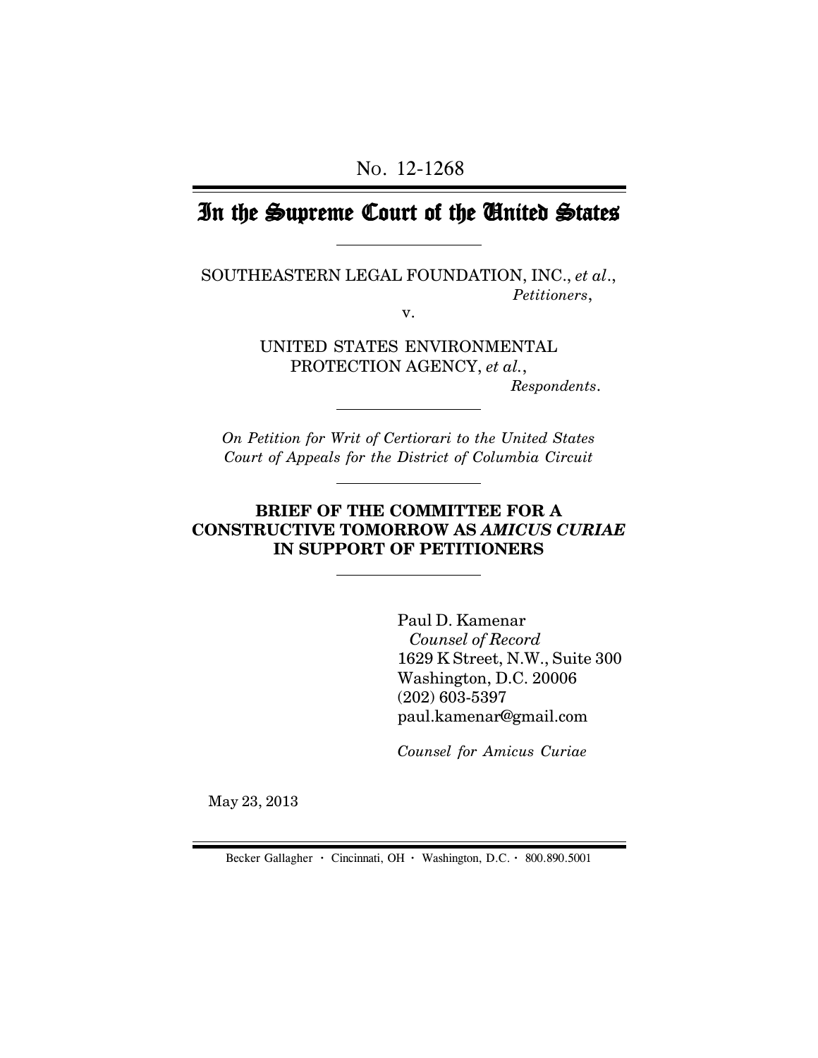No. 12-1268

# In the Supreme Court of the United States

SOUTHEASTERN LEGAL FOUNDATION, INC., *et al*.,
*Petitioners*,

v.

UNITED STATES ENVIRONMENTAL PROTECTION AGENCY, *et al.*,
*Respondents*.

*On Petition for Writ of Certiorari to the United States Court of Appeals for the District of Columbia Circuit*

**BRIEF OF THE COMMITTEE FOR A CONSTRUCTIVE TOMORROW AS *AMICUS CURIAE* IN SUPPORT OF PETITIONERS**

Paul D. Kamenar
*Counsel of Record*
1629 K Street, N.W., Suite 300
Washington, D.C. 20006
(202) 603-5397
paul.kamenar@gmail.com

*Counsel for Amicus Curiae*

May 23, 2013

Becker Gallagher · Cincinnati, OH · Washington, D.C. · 800.890.5001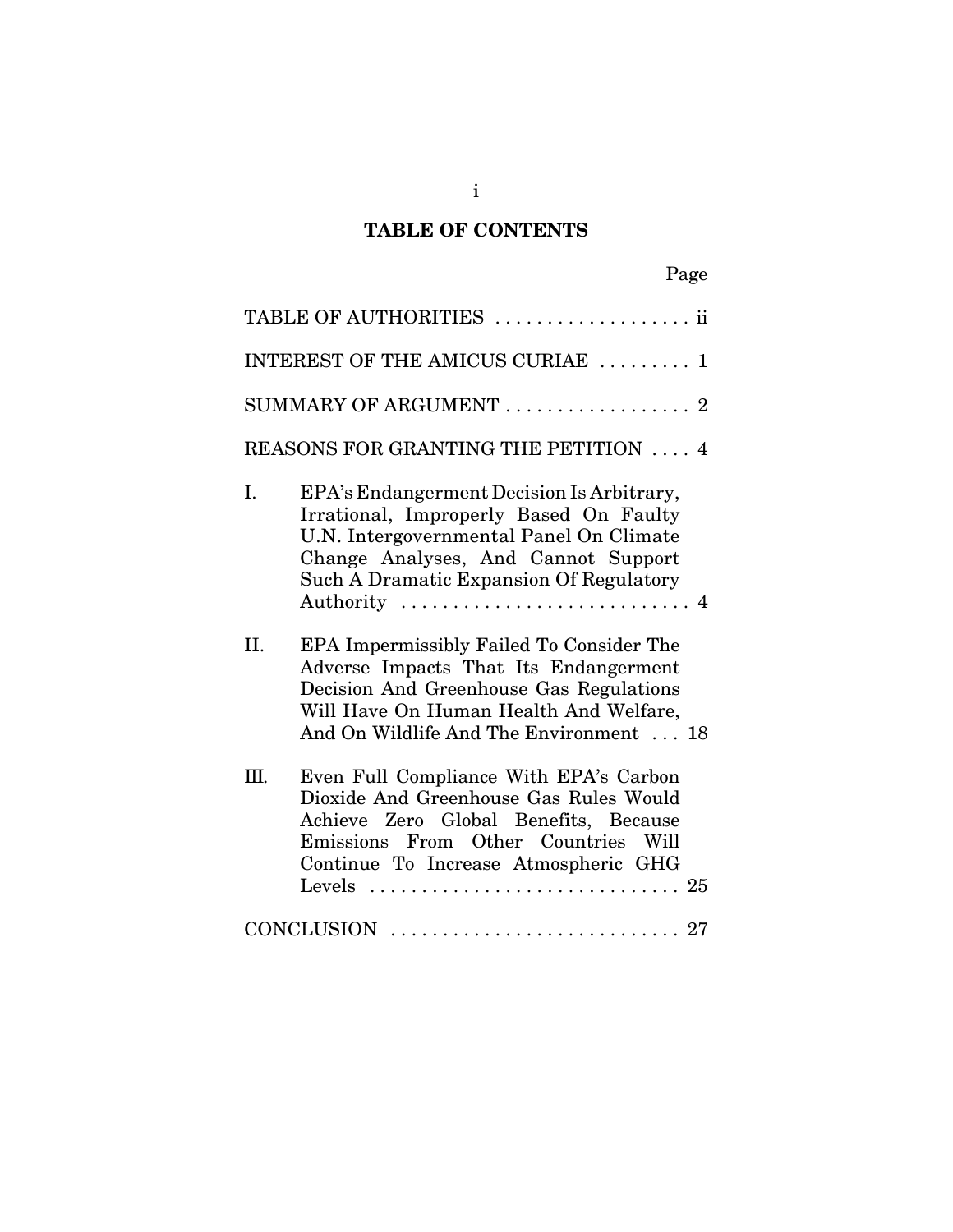## TABLE OF CONTENTS

| | Page |
|---|---|
| TABLE OF AUTHORITIES | ii |
| INTEREST OF THE AMICUS CURIAE | 1 |
| SUMMARY OF ARGUMENT | 2 |
| REASONS FOR GRANTING THE PETITION | 4 |
| I. EPA's Endangerment Decision Is Arbitrary, Irrational, Improperly Based On Faulty U.N. Intergovernmental Panel On Climate Change Analyses, And Cannot Support Such A Dramatic Expansion Of Regulatory Authority | 4 |
| II. EPA Impermissibly Failed To Consider The Adverse Impacts That Its Endangerment Decision And Greenhouse Gas Regulations Will Have On Human Health And Welfare, And On Wildlife And The Environment | 18 |
| III. Even Full Compliance With EPA's Carbon Dioxide And Greenhouse Gas Rules Would Achieve Zero Global Benefits, Because Emissions From Other Countries Will Continue To Increase Atmospheric GHG Levels | 25 |
| CONCLUSION | 27 |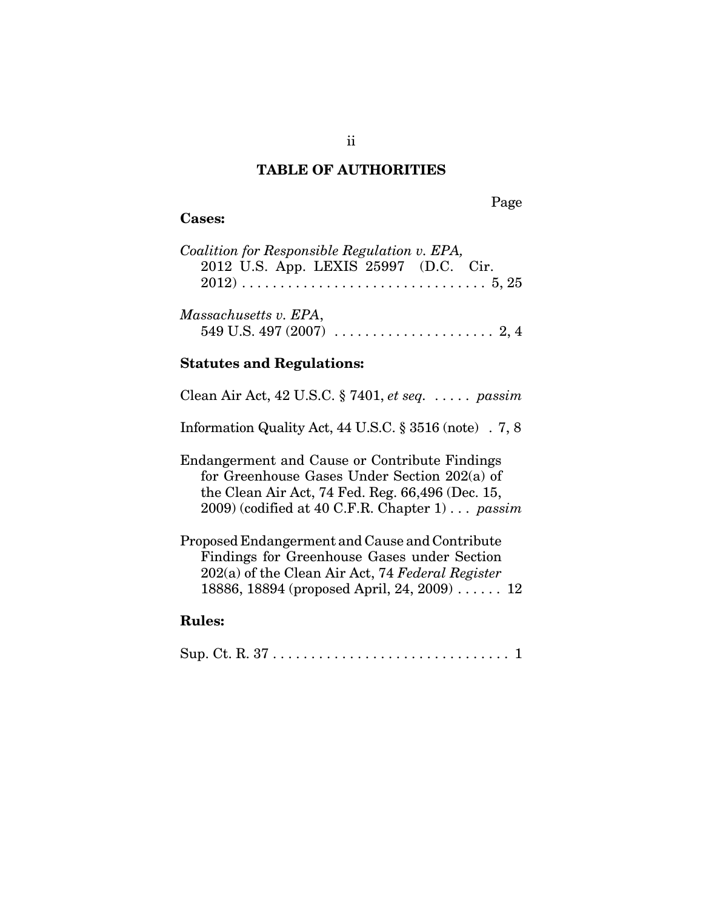## TABLE OF AUTHORITIES

Page

**Cases:**

*Coalition for Responsible Regulation v. EPA,* 2012 U.S. App. LEXIS 25997 (D.C. Cir. 2012) . . . . . . . . . . . . . . . . . . . . . . . . . . . . . . . 5, 25

*Massachusetts v. EPA*, 549 U.S. 497 (2007) . . . . . . . . . . . . . . . . . . . . . 2, 4

**Statutes and Regulations:**

Clean Air Act, 42 U.S.C. § 7401, *et seq.* . . . . . *passim*

Information Quality Act, 44 U.S.C. § 3516 (note) . 7, 8

Endangerment and Cause or Contribute Findings for Greenhouse Gases Under Section 202(a) of the Clean Air Act, 74 Fed. Reg. 66,496 (Dec. 15, 2009) (codified at 40 C.F.R. Chapter 1) . . . *passim*

Proposed Endangerment and Cause and Contribute Findings for Greenhouse Gases under Section 202(a) of the Clean Air Act, 74 *Federal Register* 18886, 18894 (proposed April, 24, 2009) . . . . . . 12

**Rules:**

Sup. Ct. R. 37 . . . . . . . . . . . . . . . . . . . . . . . . . . . . . . 1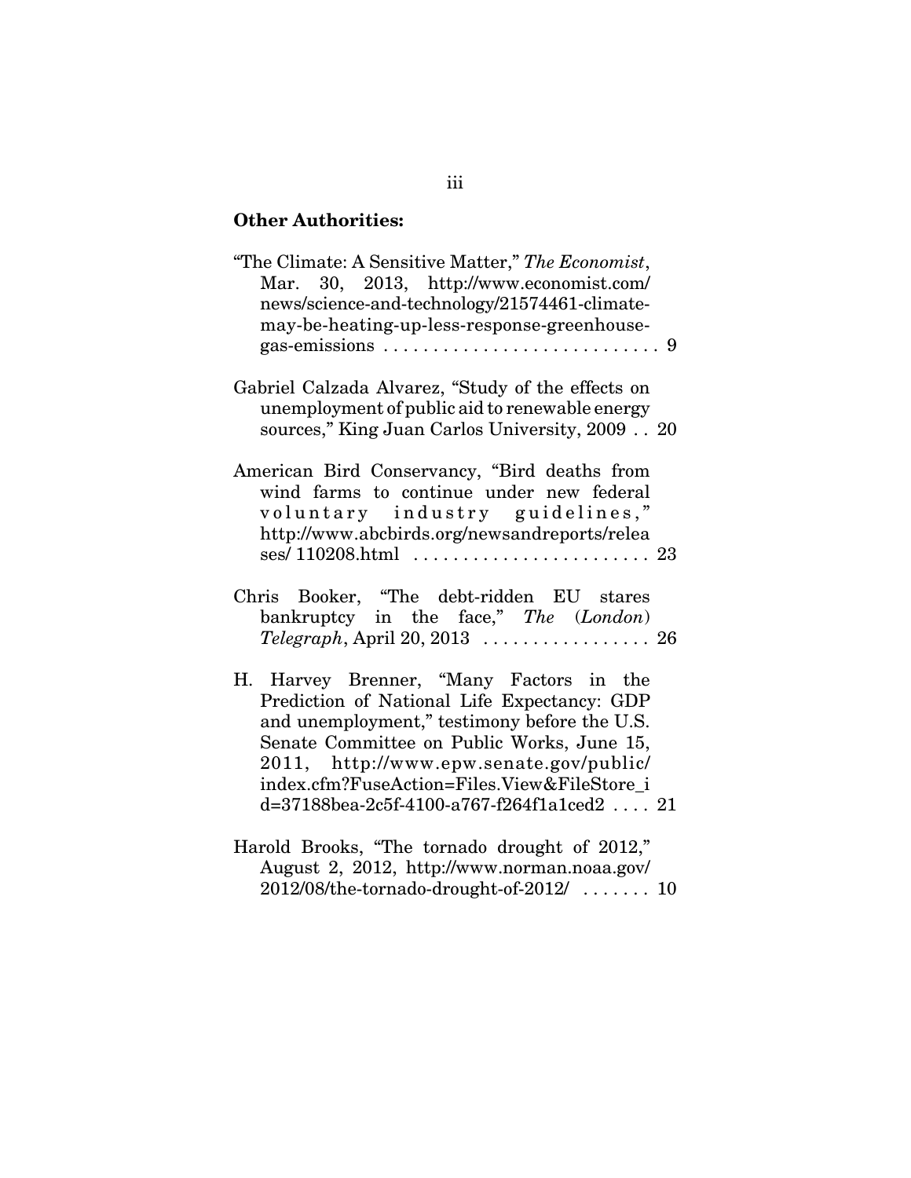**Other Authorities:**

"The Climate: A Sensitive Matter," *The Economist*, Mar. 30, 2013, http://www.economist.com/news/science-and-technology/21574461-climate-may-be-heating-up-less-response-greenhouse-gas-emissions . . . . . . . . . . . . . . . . . . . . . . . . . . . . 9

Gabriel Calzada Alvarez, "Study of the effects on unemployment of public aid to renewable energy sources," King Juan Carlos University, 2009 . . 20

American Bird Conservancy, "Bird deaths from wind farms to continue under new federal voluntary industry guidelines," http://www.abcbirds.org/newsandreports/releases/ 110208.html . . . . . . . . . . . . . . . . . . . . . . . . 23

Chris Booker, "The debt-ridden EU stares bankruptcy in the face," *The* (*London*) *Telegraph*, April 20, 2013 . . . . . . . . . . . . . . . . . 26

H. Harvey Brenner, "Many Factors in the Prediction of National Life Expectancy: GDP and unemployment," testimony before the U.S. Senate Committee on Public Works, June 15, 2011, http://www.epw.senate.gov/public/index.cfm?FuseAction=Files.View&FileStore_id=37188bea-2c5f-4100-a767-f264f1a1ced2 . . . . 21

Harold Brooks, "The tornado drought of 2012," August 2, 2012, http://www.norman.noaa.gov/2012/08/the-tornado-drought-of-2012/ . . . . . . . 10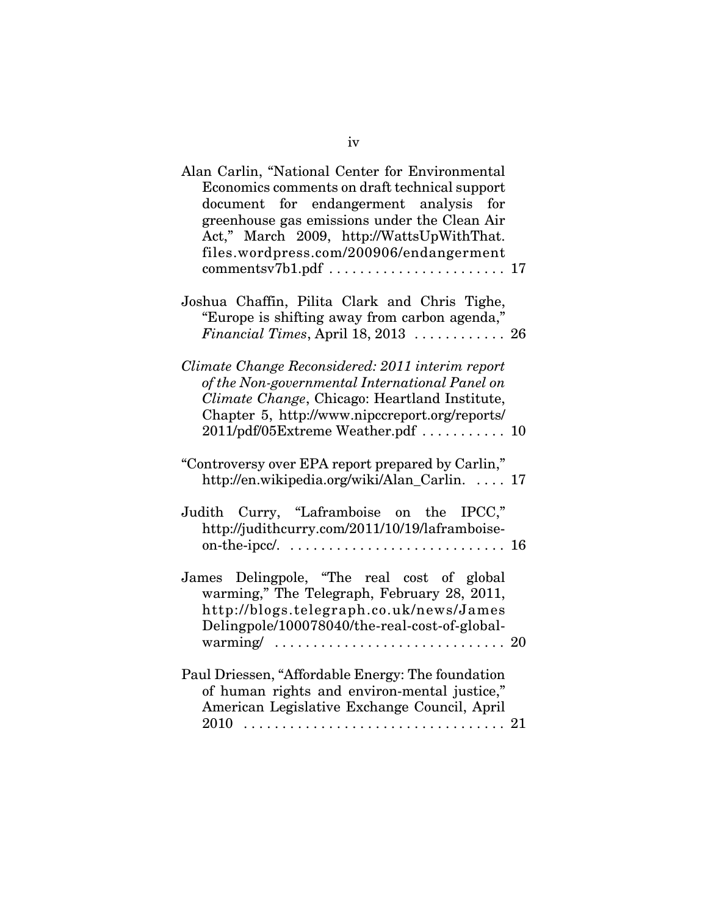Alan Carlin, "National Center for Environmental Economics comments on draft technical support document for endangerment analysis for greenhouse gas emissions under the Clean Air Act," March 2009, http://WattsUpWithThat.files.wordpress.com/200906/endangermentcommentsv7b1.pdf . . . . . . . . . . . . . . . . . . . . . . . 17

Joshua Chaffin, Pilita Clark and Chris Tighe, "Europe is shifting away from carbon agenda," *Financial Times*, April 18, 2013 . . . . . . . . . . . . 26

*Climate Change Reconsidered: 2011 interim report of the Non-governmental International Panel on Climate Change*, Chicago: Heartland Institute, Chapter 5, http://www.nipccreport.org/reports/2011/pdf/05Extreme Weather.pdf . . . . . . . . . . . 10

"Controversy over EPA report prepared by Carlin," http://en.wikipedia.org/wiki/Alan_Carlin. . . . . 17

Judith Curry, "Laframboise on the IPCC," http://judithcurry.com/2011/10/19/laframboise-on-the-ipcc/. . . . . . . . . . . . . . . . . . . . . . . . . . . . . 16

James Delingpole, "The real cost of global warming," The Telegraph, February 28, 2011, http://blogs.telegraph.co.uk/news/JamesDelingpole/100078040/the-real-cost-of-global-warming/ . . . . . . . . . . . . . . . . . . . . . . . . . . . . . 20

Paul Driessen, "Affordable Energy: The foundation of human rights and environ-mental justice," American Legislative Exchange Council, April 2010 . . . . . . . . . . . . . . . . . . . . . . . . . . . . . . . . . 21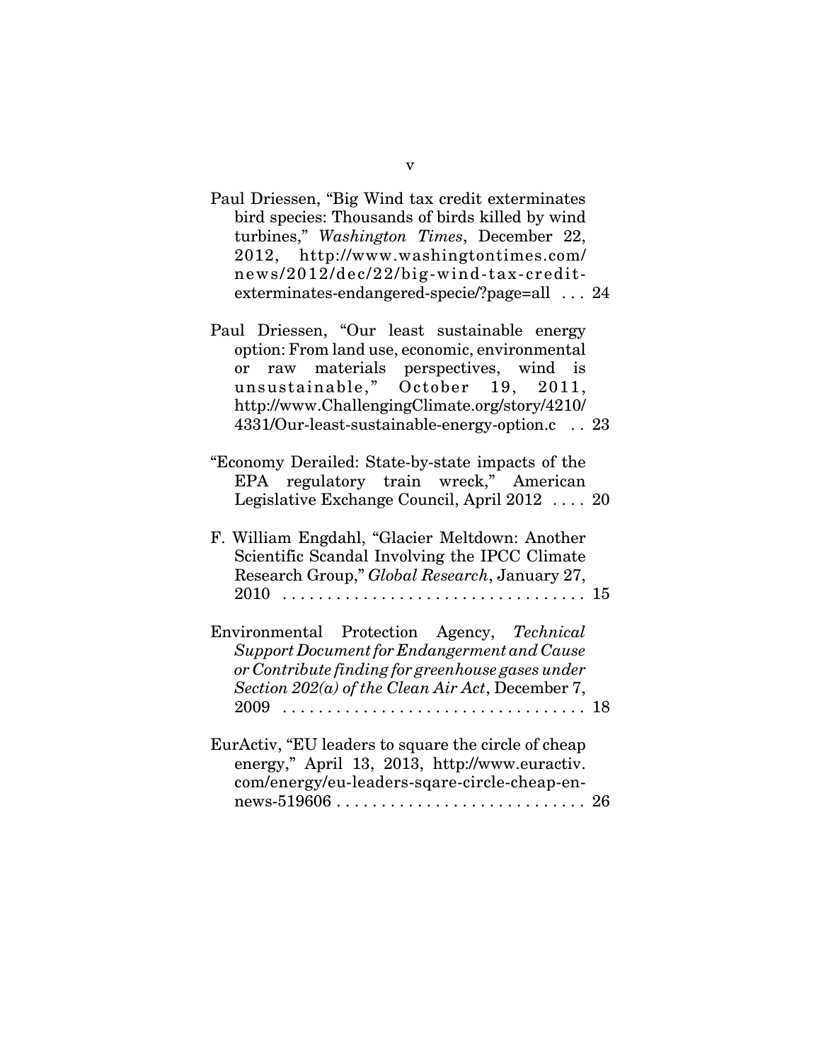Paul Driessen, "Big Wind tax credit exterminates bird species: Thousands of birds killed by wind turbines," *Washington Times*, December 22, 2012, http://www.washingtontimes.com/news/2012/dec/22/big-wind-tax-credit-exterminates-endangered-specie/?page=all . . . 24

Paul Driessen, "Our least sustainable energy option: From land use, economic, environmental or raw materials perspectives, wind is unsustainable," October 19, 2011, http://www.ChallengingClimate.org/story/4210/4331/Our-least-sustainable-energy-option.c . . 23

"Economy Derailed: State-by-state impacts of the EPA regulatory train wreck," American Legislative Exchange Council, April 2012 . . . . 20

F. William Engdahl, "Glacier Meltdown: Another Scientific Scandal Involving the IPCC Climate Research Group," *Global Research*, January 27, 2010 . . . . . . . . . . . . . . . . . . . . . . . . . . . . . . . . . 15

Environmental Protection Agency, *Technical Support Document for Endangerment and Cause or Contribute finding for greenhouse gases under Section 202(a) of the Clean Air Act*, December 7, 2009 . . . . . . . . . . . . . . . . . . . . . . . . . . . . . . . . . 18

EurActiv, "EU leaders to square the circle of cheap energy," April 13, 2013, http://www.euractiv.com/energy/eu-leaders-sqare-circle-cheap-en-news-519606 . . . . . . . . . . . . . . . . . . . . . . . . . . . . 26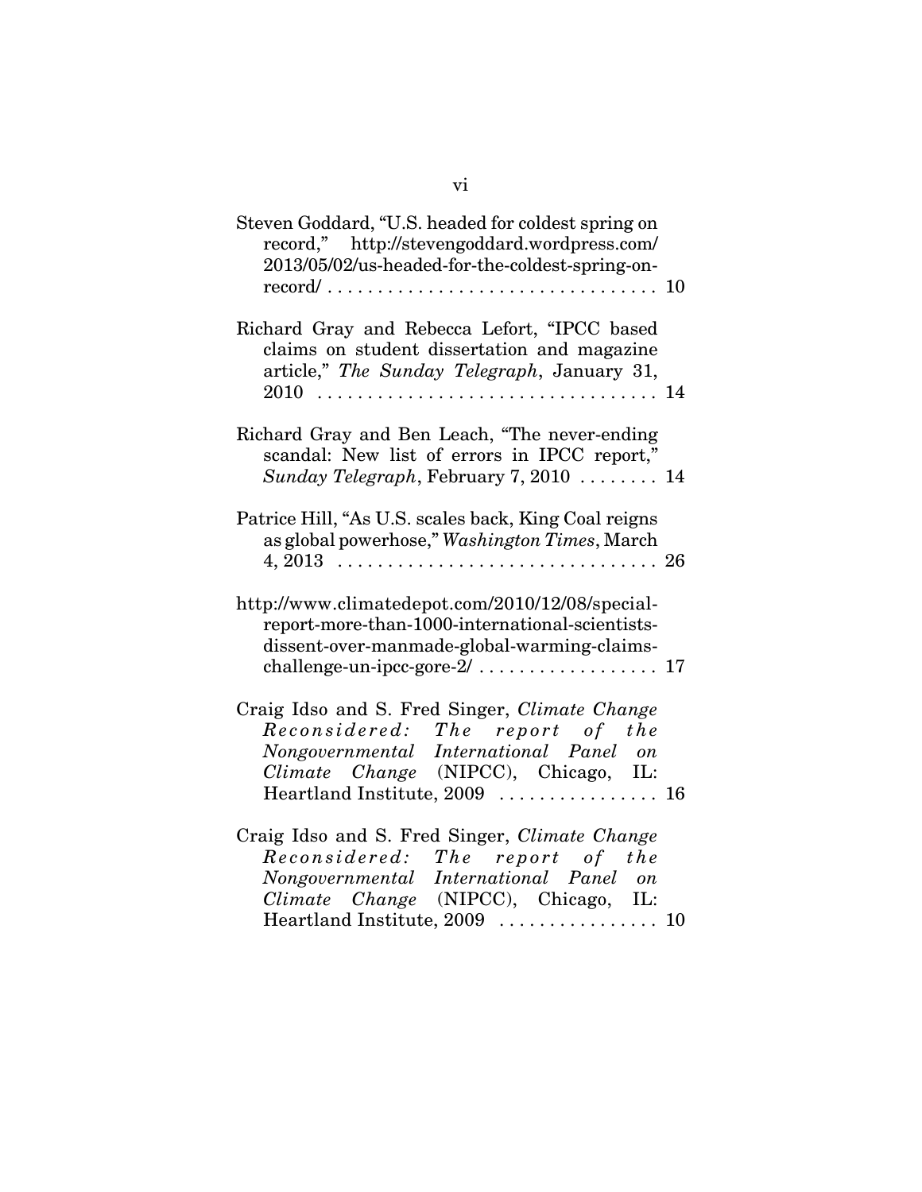Steven Goddard, "U.S. headed for coldest spring on record," http://stevengoddard.wordpress.com/2013/05/02/us-headed-for-the-coldest-spring-on-record/ . . . . . . . . . . . . . . . . . . . . . . . . . . . . . . . . 10

Richard Gray and Rebecca Lefort, "IPCC based claims on student dissertation and magazine article," *The Sunday Telegraph*, January 31, 2010 . . . . . . . . . . . . . . . . . . . . . . . . . . . . . . . . . 14

Richard Gray and Ben Leach, "The never-ending scandal: New list of errors in IPCC report," *Sunday Telegraph*, February 7, 2010 . . . . . . . . 14

Patrice Hill, "As U.S. scales back, King Coal reigns as global powerhose," *Washington Times*, March 4, 2013 . . . . . . . . . . . . . . . . . . . . . . . . . . . . . . . . 26

http://www.climatedepot.com/2010/12/08/special-report-more-than-1000-international-scientists-dissent-over-manmade-global-warming-claims-challenge-un-ipcc-gore-2/ . . . . . . . . . . . . . . . . . . 17

Craig Idso and S. Fred Singer, *Climate Change Reconsidered: The report of the Nongovernmental International Panel on Climate Change* (NIPCC), Chicago, IL: Heartland Institute, 2009 . . . . . . . . . . . . . . . . 16

Craig Idso and S. Fred Singer, *Climate Change Reconsidered: The report of the Nongovernmental International Panel on Climate Change* (NIPCC), Chicago, IL: Heartland Institute, 2009 . . . . . . . . . . . . . . . . 10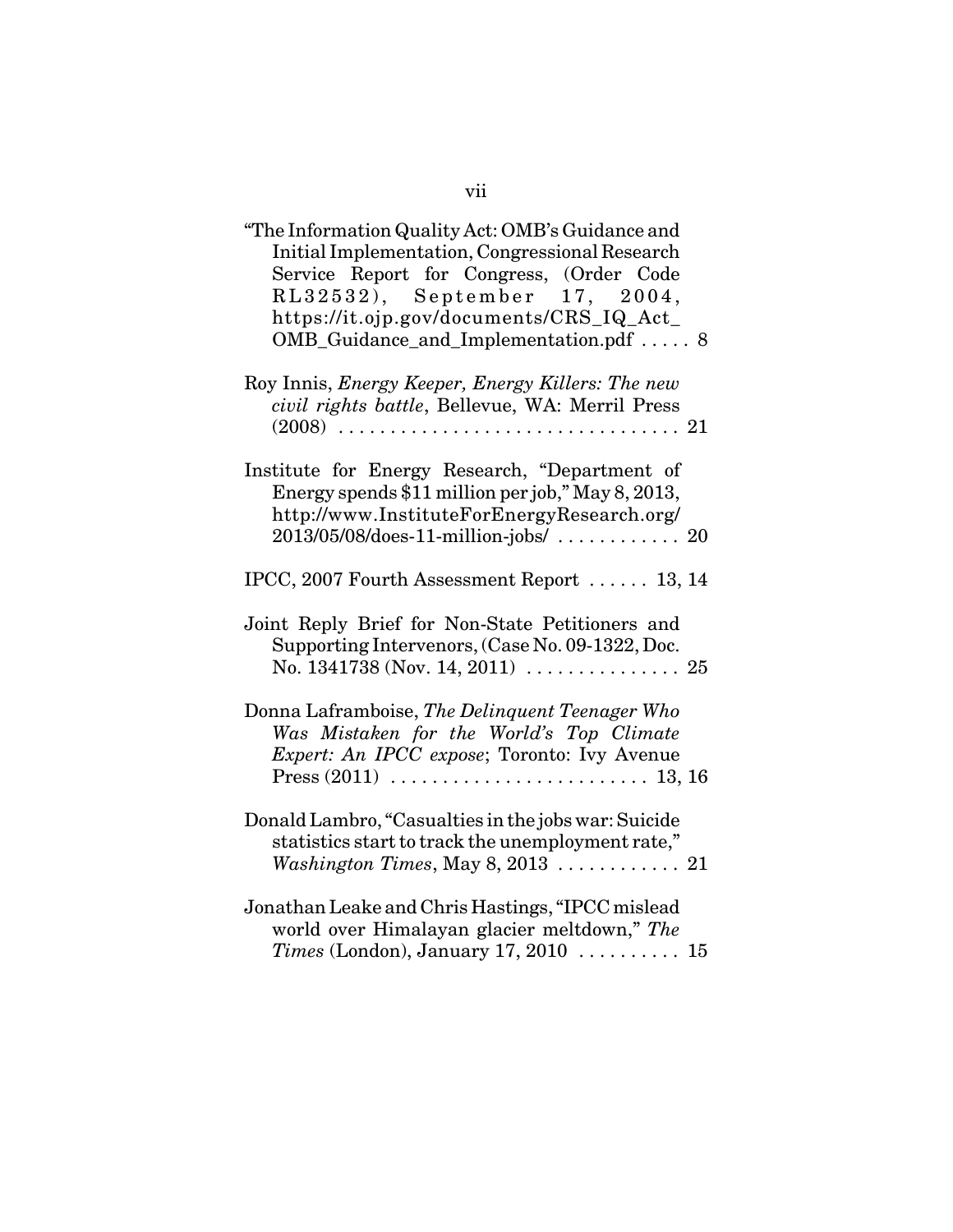"The Information Quality Act: OMB's Guidance and Initial Implementation, Congressional Research Service Report for Congress, (Order Code RL32532), September 17, 2004, https://it.ojp.gov/documents/CRS_IQ_Act_OMB_Guidance_and_Implementation.pdf . . . . . 8

Roy Innis, *Energy Keeper, Energy Killers: The new civil rights battle*, Bellevue, WA: Merril Press (2008) . . . . . . . . . . . . . . . . . . . . . . . . . . . . . . . . 21

Institute for Energy Research, "Department of Energy spends $11 million per job," May 8, 2013, http://www.InstituteForEnergyResearch.org/2013/05/08/does-11-million-jobs/ . . . . . . . . . . . . 20

IPCC, 2007 Fourth Assessment Report . . . . . . 13, 14

Joint Reply Brief for Non-State Petitioners and Supporting Intervenors, (Case No. 09-1322, Doc. No. 1341738 (Nov. 14, 2011) . . . . . . . . . . . . . . . 25

Donna Laframboise, *The Delinquent Teenager Who Was Mistaken for the World's Top Climate Expert: An IPCC expose*; Toronto: Ivy Avenue Press (2011) . . . . . . . . . . . . . . . . . . . . . . . . . 13, 16

Donald Lambro, "Casualties in the jobs war: Suicide statistics start to track the unemployment rate," *Washington Times*, May 8, 2013 . . . . . . . . . . . . 21

Jonathan Leake and Chris Hastings, "IPCC mislead world over Himalayan glacier meltdown," *The Times* (London), January 17, 2010 . . . . . . . . . . 15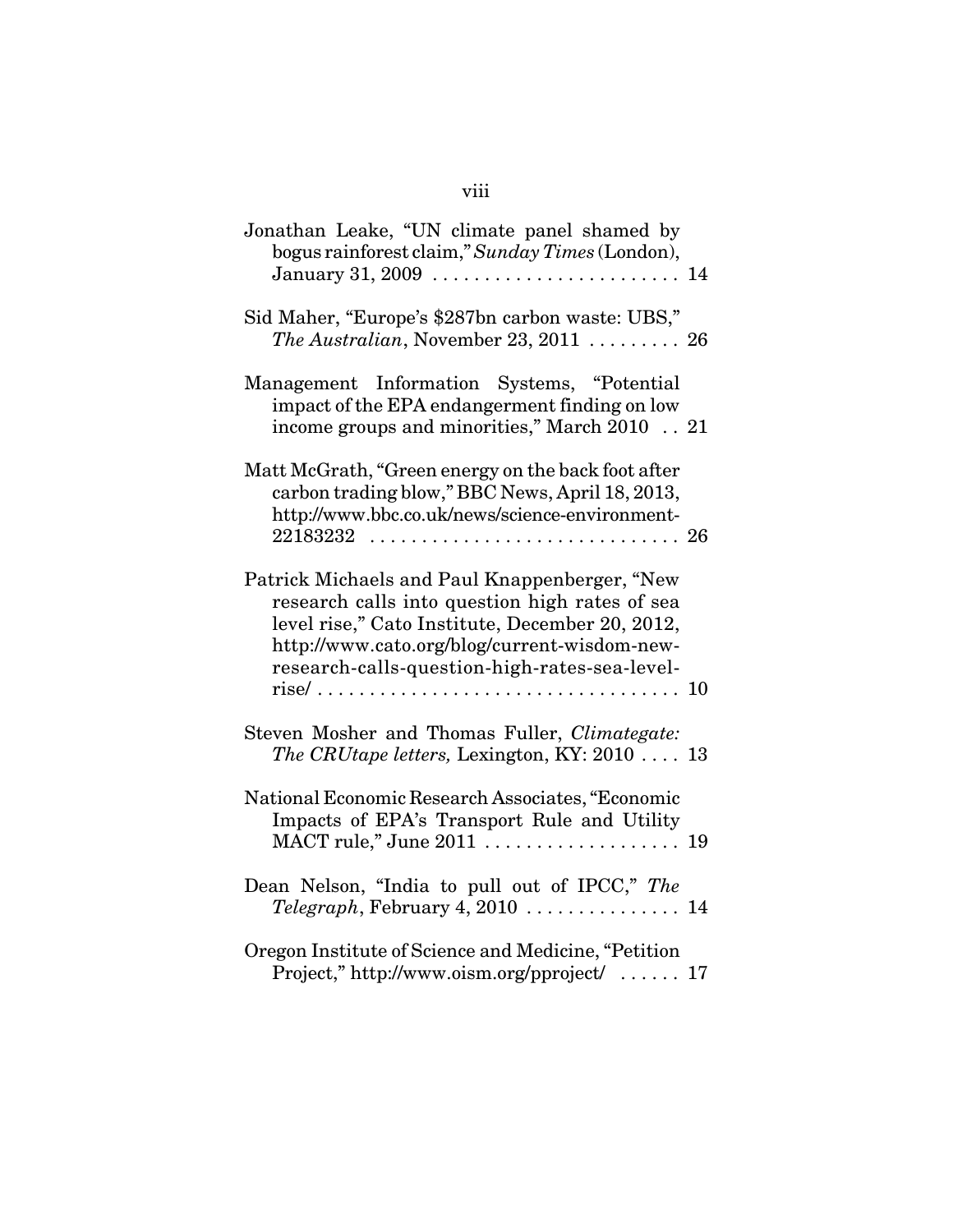Jonathan Leake, "UN climate panel shamed by bogus rainforest claim," *Sunday Times* (London), January 31, 2009 . . . . . . . . . . . . . . . . . . . . . . . . 14

Sid Maher, "Europe's $287bn carbon waste: UBS," *The Australian*, November 23, 2011 . . . . . . . . . 26

Management Information Systems, "Potential impact of the EPA endangerment finding on low income groups and minorities," March 2010 . . 21

Matt McGrath, "Green energy on the back foot after carbon trading blow," BBC News, April 18, 2013, http://www.bbc.co.uk/news/science-environment-22183232 . . . . . . . . . . . . . . . . . . . . . . . . . . . . . . 26

Patrick Michaels and Paul Knappenberger, "New research calls into question high rates of sea level rise," Cato Institute, December 20, 2012, http://www.cato.org/blog/current-wisdom-new-research-calls-question-high-rates-sea-level-rise/ . . . . . . . . . . . . . . . . . . . . . . . . . . . . . . . . . . 10

Steven Mosher and Thomas Fuller, *Climategate: The CRUtape letters,* Lexington, KY: 2010 . . . . 13

National Economic Research Associates, "Economic Impacts of EPA's Transport Rule and Utility MACT rule," June 2011 . . . . . . . . . . . . . . . . . . . 19

Dean Nelson, "India to pull out of IPCC," *The Telegraph*, February 4, 2010 . . . . . . . . . . . . . . . 14

Oregon Institute of Science and Medicine, "Petition Project," http://www.oism.org/pproject/ . . . . . . 17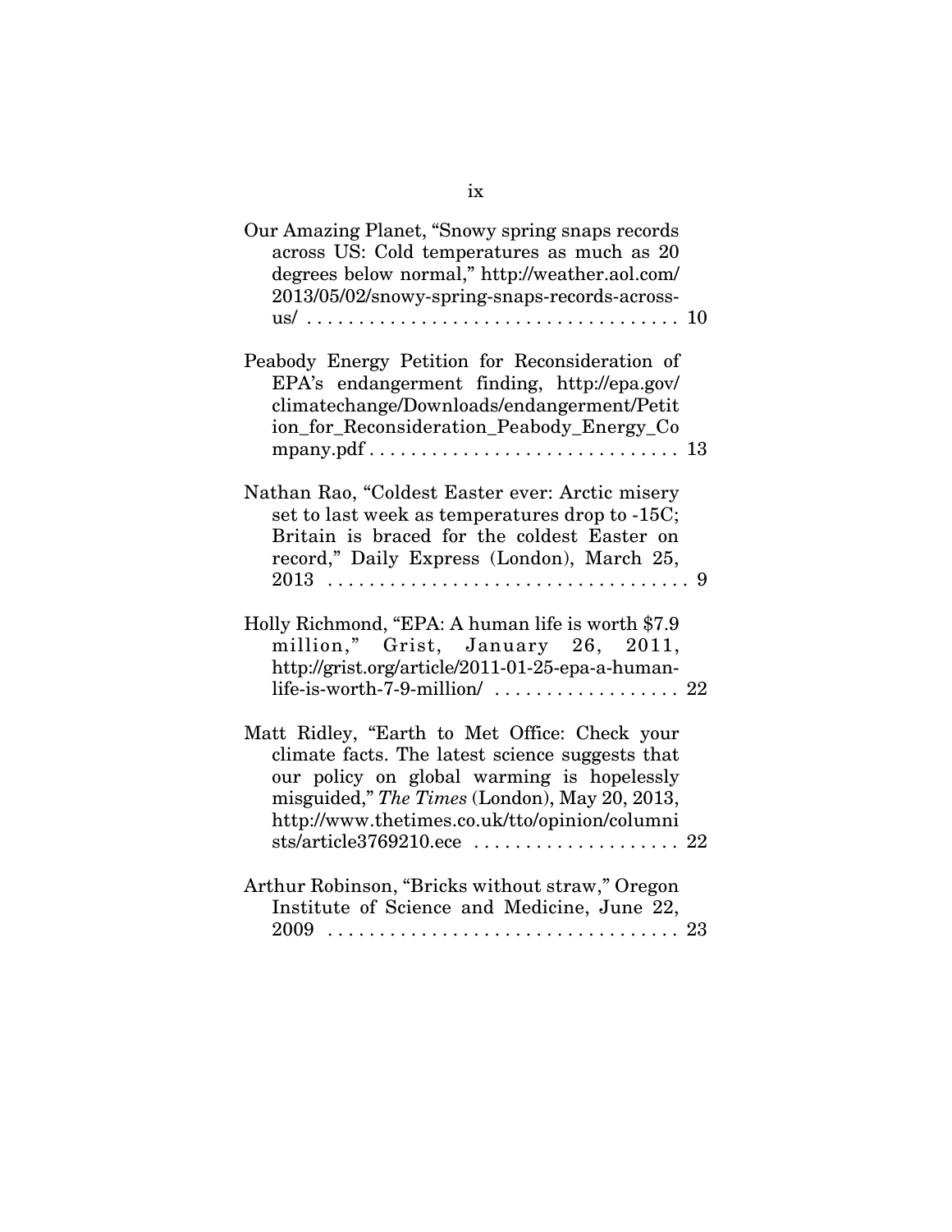Our Amazing Planet, "Snowy spring snaps records across US: Cold temperatures as much as 20 degrees below normal," http://weather.aol.com/2013/05/02/snowy-spring-snaps-records-across-us/ . . . . . . . . . . . . . . . . . . . . . . . . . . . . . . . . . . . 10

Peabody Energy Petition for Reconsideration of EPA's endangerment finding, http://epa.gov/climatechange/Downloads/endangerment/Petition_for_Reconsideration_Peabody_Energy_Company.pdf . . . . . . . . . . . . . . . . . . . . . . . . . . . . . 13

Nathan Rao, "Coldest Easter ever: Arctic misery set to last week as temperatures drop to -15C; Britain is braced for the coldest Easter on record," Daily Express (London), March 25, 2013 . . . . . . . . . . . . . . . . . . . . . . . . . . . . . . . . . . 9

Holly Richmond, "EPA: A human life is worth $7.9 million," Grist, January 26, 2011, http://grist.org/article/2011-01-25-epa-a-human-life-is-worth-7-9-million/ . . . . . . . . . . . . . . . . . 22

Matt Ridley, "Earth to Met Office: Check your climate facts. The latest science suggests that our policy on global warming is hopelessly misguided," *The Times* (London), May 20, 2013, http://www.thetimes.co.uk/tto/opinion/columnists/article3769210.ece . . . . . . . . . . . . . . . . . . . 22

Arthur Robinson, "Bricks without straw," Oregon Institute of Science and Medicine, June 22, 2009 . . . . . . . . . . . . . . . . . . . . . . . . . . . . . . . . . 23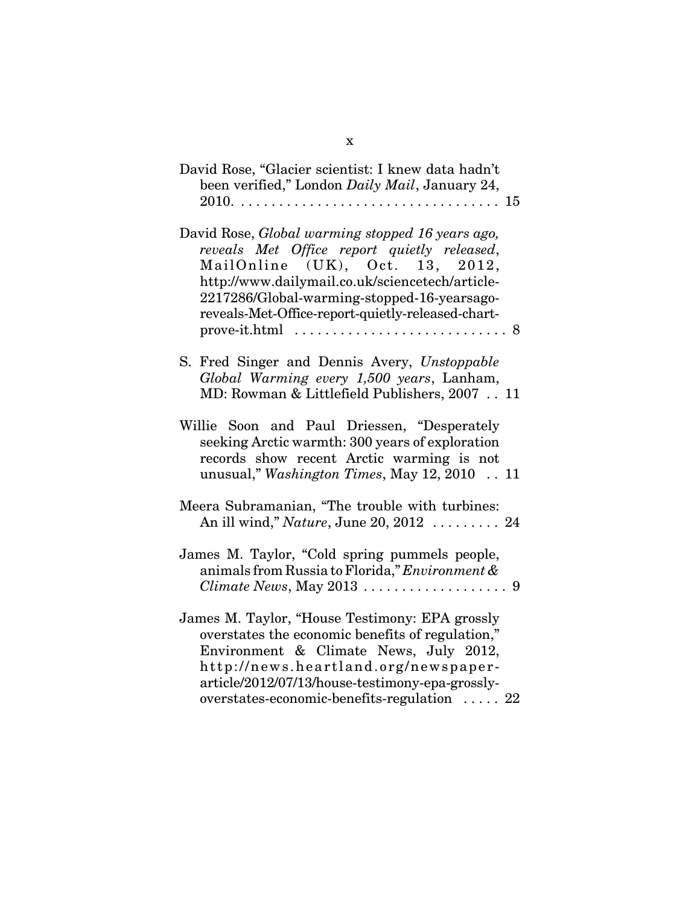David Rose, "Glacier scientist: I knew data hadn't been verified," London *Daily Mail*, January 24, 2010. . . . . . . . . . . . . . . . . . . . . . . . . . . . . . . . . . . 15

David Rose, *Global warming stopped 16 years ago, reveals Met Office report quietly released*, MailOnline (UK), Oct. 13, 2012, http://www.dailymail.co.uk/sciencetech/article-2217286/Global-warming-stopped-16-yearsago-reveals-Met-Office-report-quietly-released-chart-prove-it.html . . . . . . . . . . . . . . . . . . . . . . . . . . . . 8

S. Fred Singer and Dennis Avery, *Unstoppable Global Warming every 1,500 years*, Lanham, MD: Rowman & Littlefield Publishers, 2007 . . 11

Willie Soon and Paul Driessen, "Desperately seeking Arctic warmth: 300 years of exploration records show recent Arctic warming is not unusual," *Washington Times*, May 12, 2010 . . 11

Meera Subramanian, "The trouble with turbines: An ill wind," *Nature*, June 20, 2012 . . . . . . . . . 24

James M. Taylor, "Cold spring pummels people, animals from Russia to Florida," *Environment & Climate News*, May 2013 . . . . . . . . . . . . . . . . . . . 9

James M. Taylor, "House Testimony: EPA grossly overstates the economic benefits of regulation," Environment & Climate News, July 2012, http://news.heartland.org/newspaper-article/2012/07/13/house-testimony-epa-grossly-overstates-economic-benefits-regulation . . . . . 22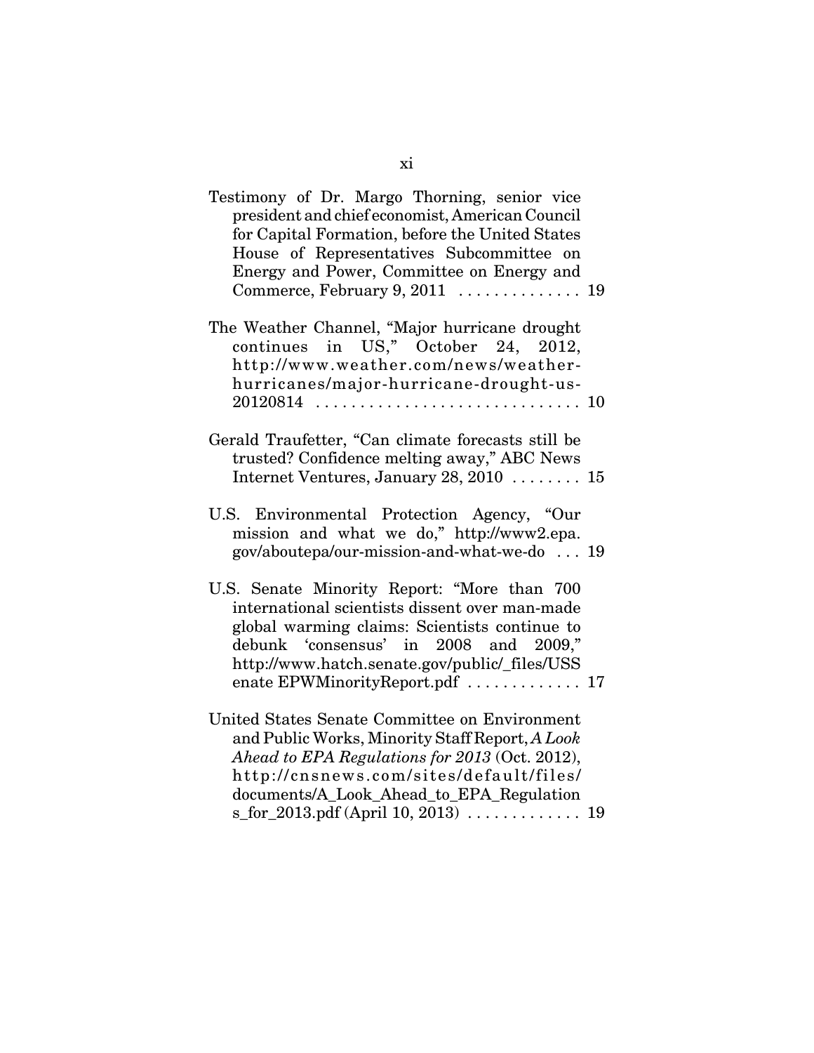Testimony of Dr. Margo Thorning, senior vice president and chief economist, American Council for Capital Formation, before the United States House of Representatives Subcommittee on Energy and Power, Committee on Energy and Commerce, February 9, 2011 . . . . . . . . . . . . . . 19

The Weather Channel, "Major hurricane drought continues in US," October 24, 2012, http://www.weather.com/news/weather-hurricanes/major-hurricane-drought-us-20120814 . . . . . . . . . . . . . . . . . . . . . . . . . . . . . 10

Gerald Traufetter, "Can climate forecasts still be trusted? Confidence melting away," ABC News Internet Ventures, January 28, 2010 . . . . . . . . 15

U.S. Environmental Protection Agency, "Our mission and what we do," http://www2.epa.gov/aboutepa/our-mission-and-what-we-do . . . 19

U.S. Senate Minority Report: "More than 700 international scientists dissent over man-made global warming claims: Scientists continue to debunk 'consensus' in 2008 and 2009," http://www.hatch.senate.gov/public/_files/USSenate EPWMinorityReport.pdf . . . . . . . . . . . . . 17

United States Senate Committee on Environment and Public Works, Minority Staff Report, *A Look Ahead to EPA Regulations for 2013* (Oct. 2012), http://cnsnews.com/sites/default/files/documents/A_Look_Ahead_to_EPA_Regulations_for_2013.pdf (April 10, 2013) . . . . . . . . . . . . . 19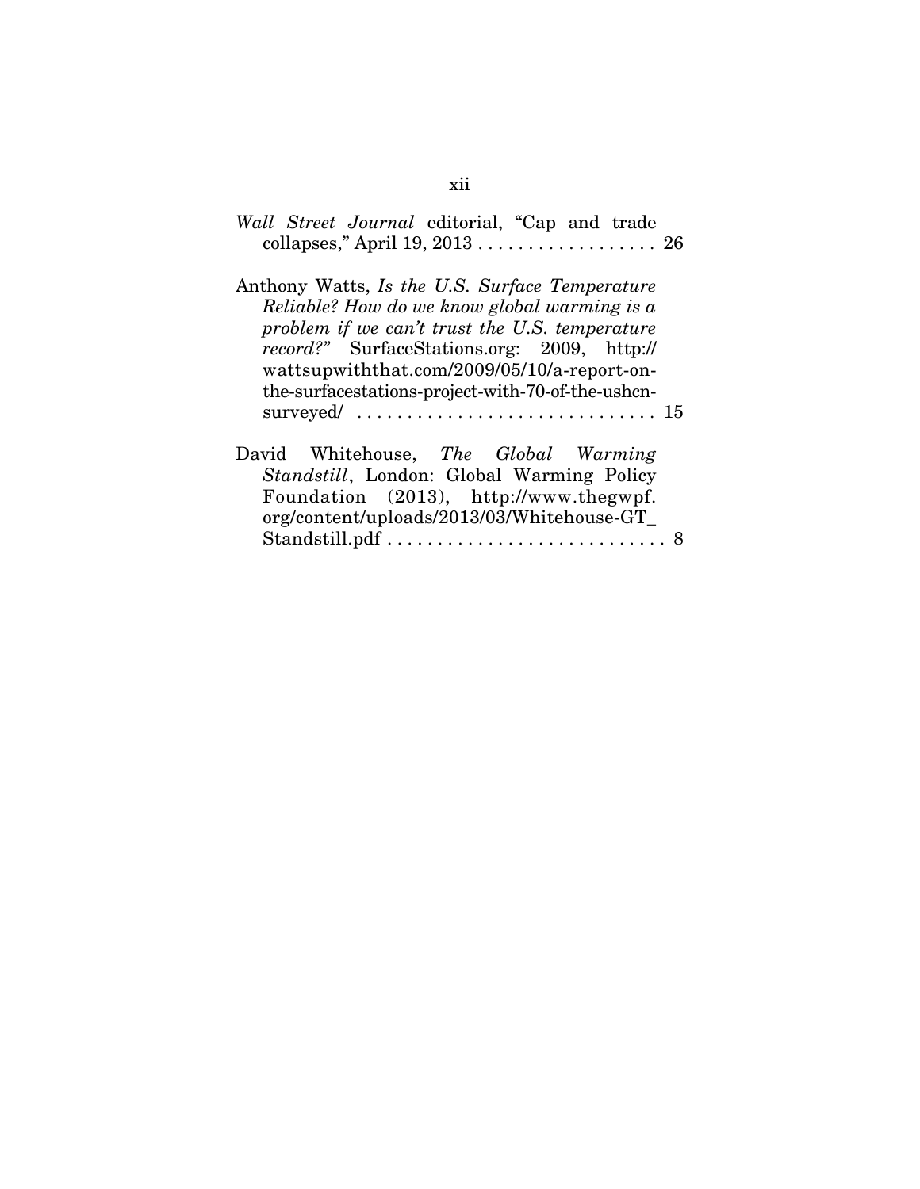*Wall Street Journal* editorial, "Cap and trade collapses," April 19, 2013 . . . . . . . . . . . . . . . . . . 26

Anthony Watts, *Is the U.S. Surface Temperature Reliable? How do we know global warming is a problem if we can't trust the U.S. temperature record?"* SurfaceStations.org: 2009, http://wattsupwiththat.com/2009/05/10/a-report-on-the-surfacestations-project-with-70-of-the-ushcn-surveyed/ . . . . . . . . . . . . . . . . . . . . . . . . . . . . . . 15

David Whitehouse, *The Global Warming Standstill*, London: Global Warming Policy Foundation (2013), http://www.thegwpf.org/content/uploads/2013/03/Whitehouse-GT_Standstill.pdf . . . . . . . . . . . . . . . . . . . . . . . . . . . . 8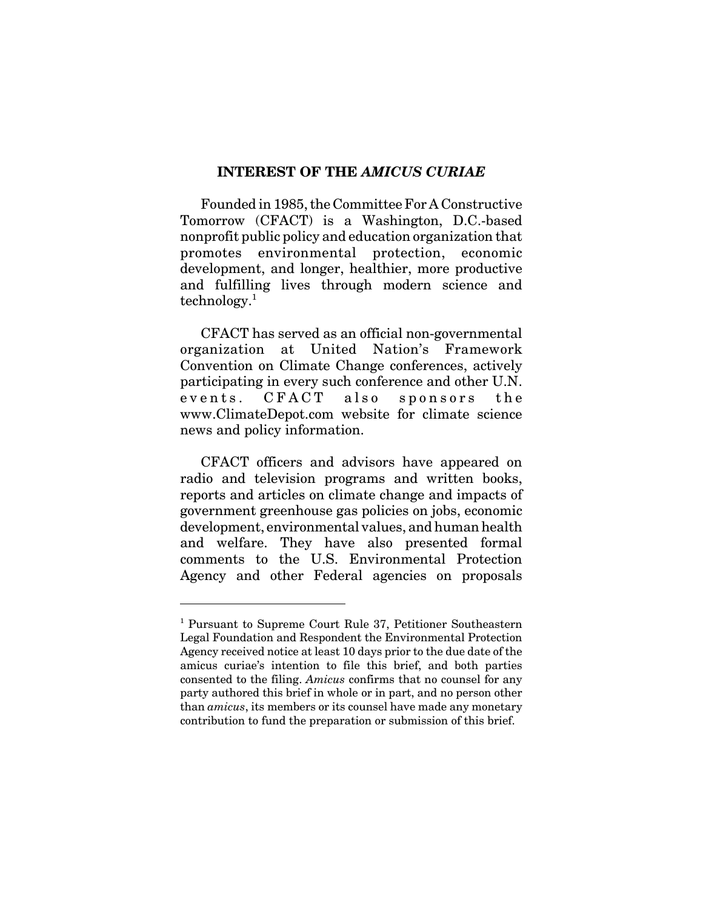## INTEREST OF THE *AMICUS CURIAE*

Founded in 1985, the Committee For A Constructive Tomorrow (CFACT) is a Washington, D.C.-based nonprofit public policy and education organization that promotes environmental protection, economic development, and longer, healthier, more productive and fulfilling lives through modern science and technology.[1]

CFACT has served as an official non-governmental organization at United Nation's Framework Convention on Climate Change conferences, actively participating in every such conference and other U.N. events. CFACT also sponsors the www.ClimateDepot.com website for climate science news and policy information.

CFACT officers and advisors have appeared on radio and television programs and written books, reports and articles on climate change and impacts of government greenhouse gas policies on jobs, economic development, environmental values, and human health and welfare. They have also presented formal comments to the U.S. Environmental Protection Agency and other Federal agencies on proposals

---

[1] Pursuant to Supreme Court Rule 37, Petitioner Southeastern Legal Foundation and Respondent the Environmental Protection Agency received notice at least 10 days prior to the due date of the amicus curiae's intention to file this brief, and both parties consented to the filing. *Amicus* confirms that no counsel for any party authored this brief in whole or in part, and no person other than *amicus*, its members or its counsel have made any monetary contribution to fund the preparation or submission of this brief.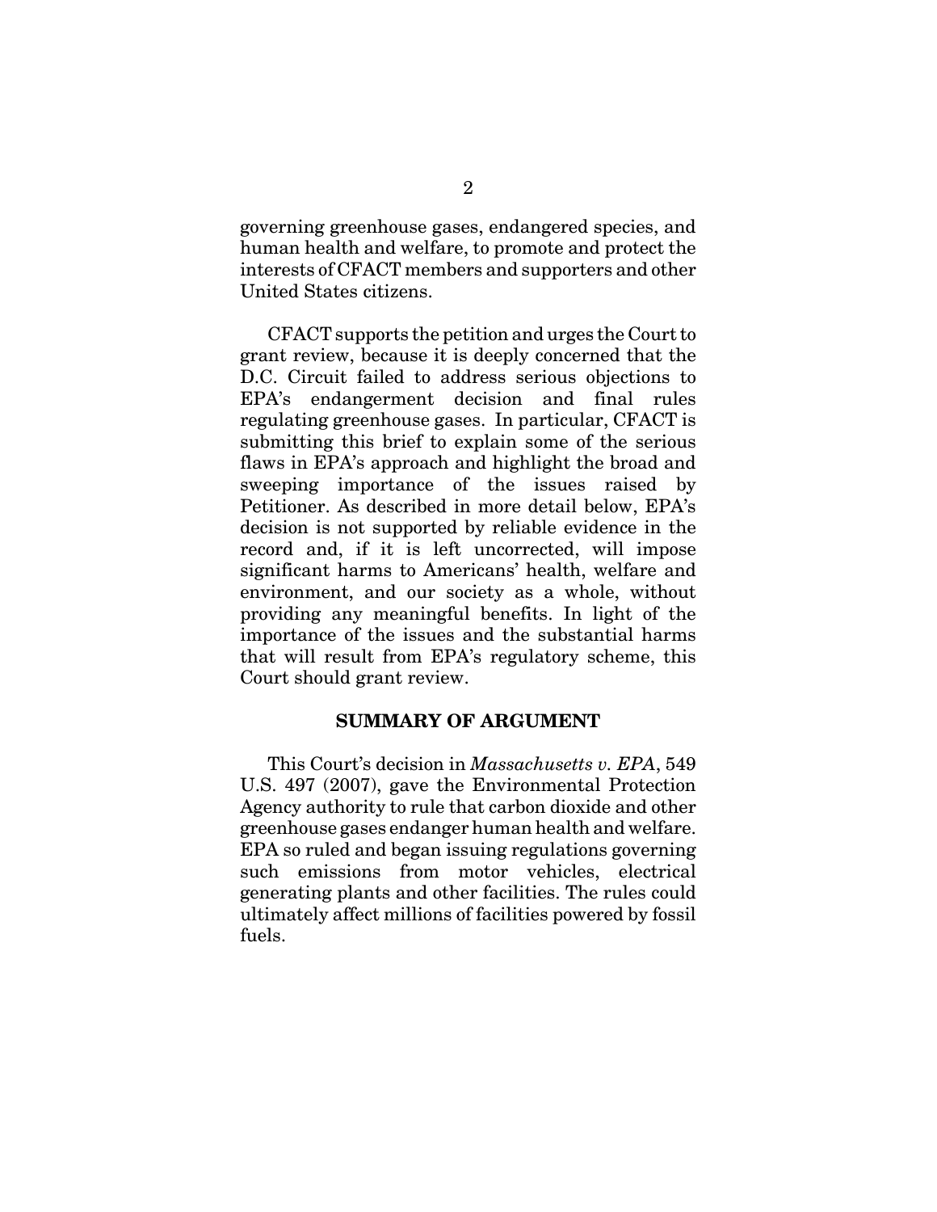governing greenhouse gases, endangered species, and human health and welfare, to promote and protect the interests of CFACT members and supporters and other United States citizens.

CFACT supports the petition and urges the Court to grant review, because it is deeply concerned that the D.C. Circuit failed to address serious objections to EPA's endangerment decision and final rules regulating greenhouse gases. In particular, CFACT is submitting this brief to explain some of the serious flaws in EPA's approach and highlight the broad and sweeping importance of the issues raised by Petitioner. As described in more detail below, EPA's decision is not supported by reliable evidence in the record and, if it is left uncorrected, will impose significant harms to Americans' health, welfare and environment, and our society as a whole, without providing any meaningful benefits. In light of the importance of the issues and the substantial harms that will result from EPA's regulatory scheme, this Court should grant review.

## SUMMARY OF ARGUMENT

This Court's decision in *Massachusetts v. EPA*, 549 U.S. 497 (2007), gave the Environmental Protection Agency authority to rule that carbon dioxide and other greenhouse gases endanger human health and welfare. EPA so ruled and began issuing regulations governing such emissions from motor vehicles, electrical generating plants and other facilities. The rules could ultimately affect millions of facilities powered by fossil fuels.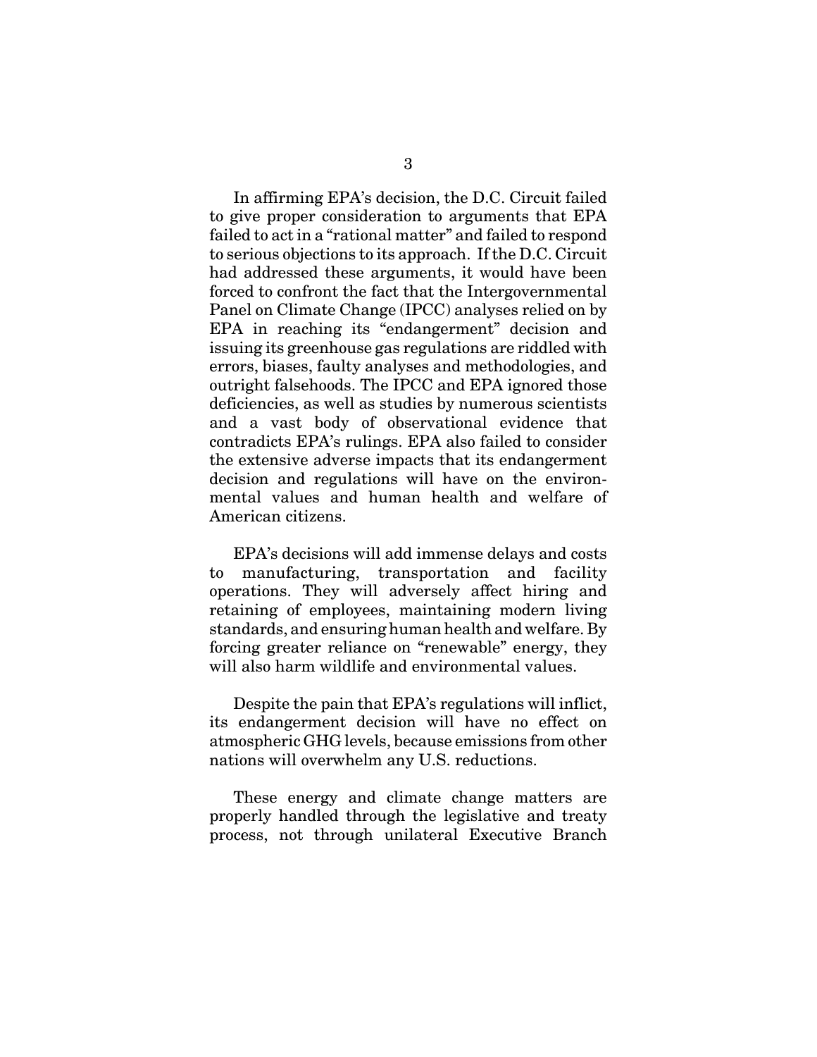In affirming EPA's decision, the D.C. Circuit failed to give proper consideration to arguments that EPA failed to act in a "rational matter" and failed to respond to serious objections to its approach. If the D.C. Circuit had addressed these arguments, it would have been forced to confront the fact that the Intergovernmental Panel on Climate Change (IPCC) analyses relied on by EPA in reaching its "endangerment" decision and issuing its greenhouse gas regulations are riddled with errors, biases, faulty analyses and methodologies, and outright falsehoods. The IPCC and EPA ignored those deficiencies, as well as studies by numerous scientists and a vast body of observational evidence that contradicts EPA's rulings. EPA also failed to consider the extensive adverse impacts that its endangerment decision and regulations will have on the environmental values and human health and welfare of American citizens.

EPA's decisions will add immense delays and costs to manufacturing, transportation and facility operations. They will adversely affect hiring and retaining of employees, maintaining modern living standards, and ensuring human health and welfare. By forcing greater reliance on "renewable" energy, they will also harm wildlife and environmental values.

Despite the pain that EPA's regulations will inflict, its endangerment decision will have no effect on atmospheric GHG levels, because emissions from other nations will overwhelm any U.S. reductions.

These energy and climate change matters are properly handled through the legislative and treaty process, not through unilateral Executive Branch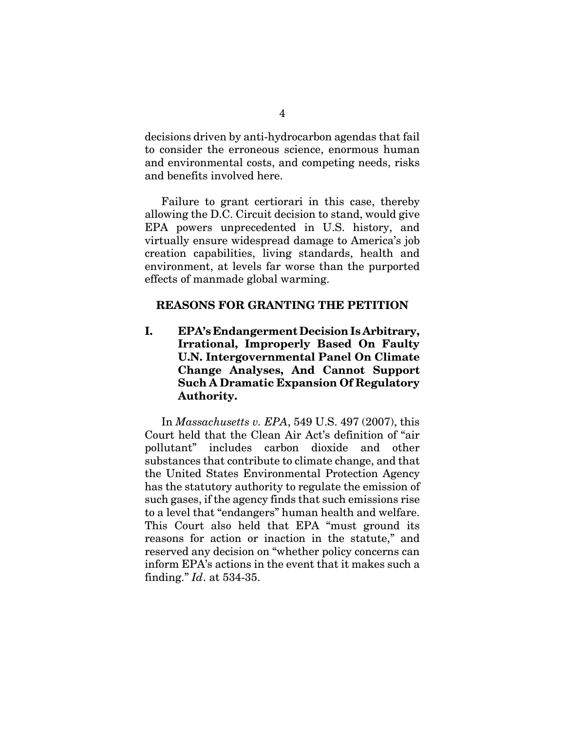decisions driven by anti-hydrocarbon agendas that fail to consider the erroneous science, enormous human and environmental costs, and competing needs, risks and benefits involved here.

Failure to grant certiorari in this case, thereby allowing the D.C. Circuit decision to stand, would give EPA powers unprecedented in U.S. history, and virtually ensure widespread damage to America's job creation capabilities, living standards, health and environment, at levels far worse than the purported effects of manmade global warming.

## REASONS FOR GRANTING THE PETITION

### I. EPA's Endangerment Decision Is Arbitrary, Irrational, Improperly Based On Faulty U.N. Intergovernmental Panel On Climate Change Analyses, And Cannot Support Such A Dramatic Expansion Of Regulatory Authority.

In *Massachusetts v. EPA*, 549 U.S. 497 (2007), this Court held that the Clean Air Act's definition of "air pollutant" includes carbon dioxide and other substances that contribute to climate change, and that the United States Environmental Protection Agency has the statutory authority to regulate the emission of such gases, if the agency finds that such emissions rise to a level that "endangers" human health and welfare. This Court also held that EPA "must ground its reasons for action or inaction in the statute," and reserved any decision on "whether policy concerns can inform EPA's actions in the event that it makes such a finding." *Id*. at 534-35.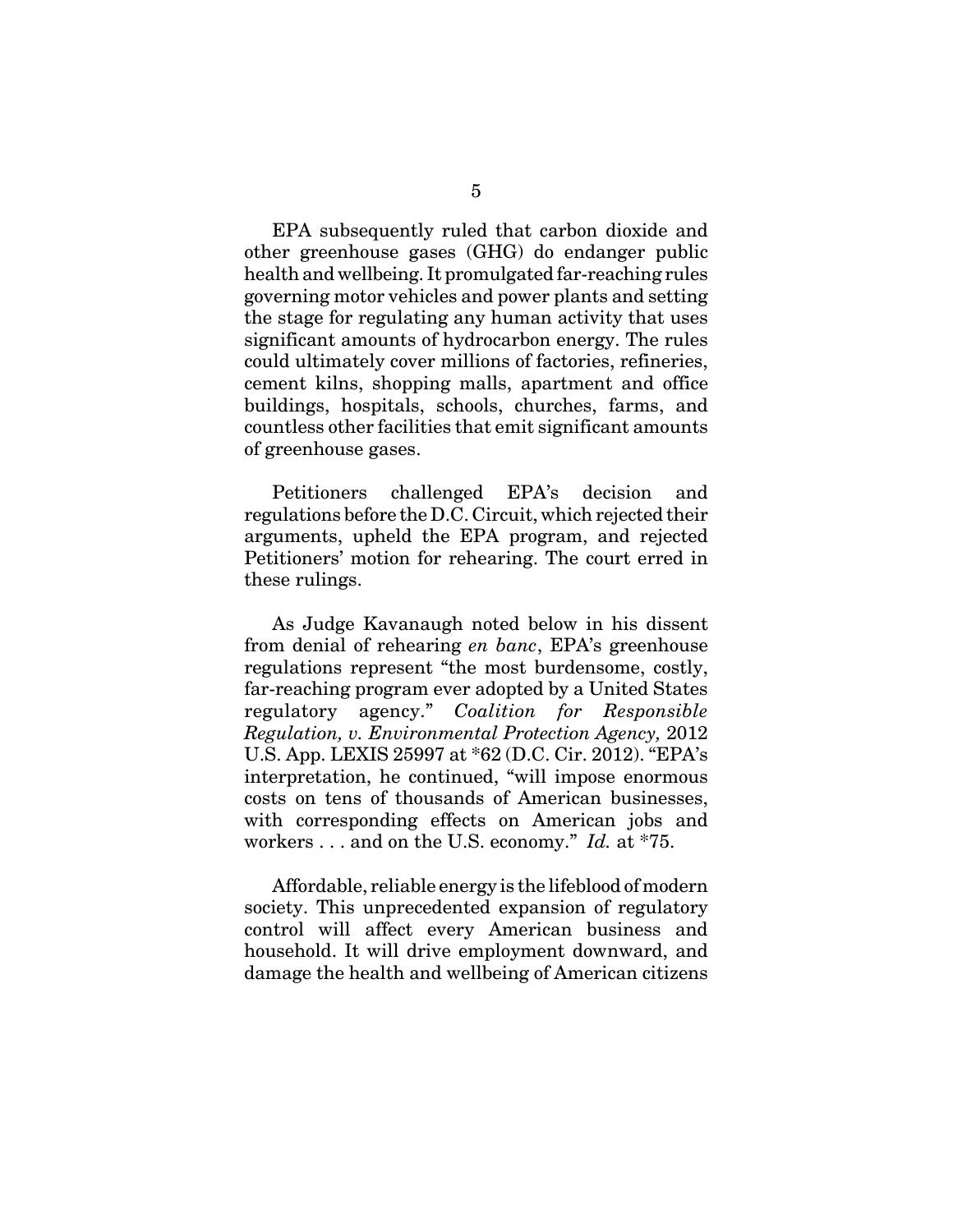EPA subsequently ruled that carbon dioxide and other greenhouse gases (GHG) do endanger public health and wellbeing. It promulgated far-reaching rules governing motor vehicles and power plants and setting the stage for regulating any human activity that uses significant amounts of hydrocarbon energy. The rules could ultimately cover millions of factories, refineries, cement kilns, shopping malls, apartment and office buildings, hospitals, schools, churches, farms, and countless other facilities that emit significant amounts of greenhouse gases.

Petitioners challenged EPA's decision and regulations before the D.C. Circuit, which rejected their arguments, upheld the EPA program, and rejected Petitioners' motion for rehearing. The court erred in these rulings.

As Judge Kavanaugh noted below in his dissent from denial of rehearing *en banc*, EPA's greenhouse regulations represent "the most burdensome, costly, far-reaching program ever adopted by a United States regulatory agency." *Coalition for Responsible Regulation, v. Environmental Protection Agency,* 2012 U.S. App. LEXIS 25997 at *62 (D.C. Cir. 2012). "EPA's interpretation, he continued, "will impose enormous costs on tens of thousands of American businesses, with corresponding effects on American jobs and workers . . . and on the U.S. economy." *Id.* at *75.

Affordable, reliable energy is the lifeblood of modern society. This unprecedented expansion of regulatory control will affect every American business and household. It will drive employment downward, and damage the health and wellbeing of American citizens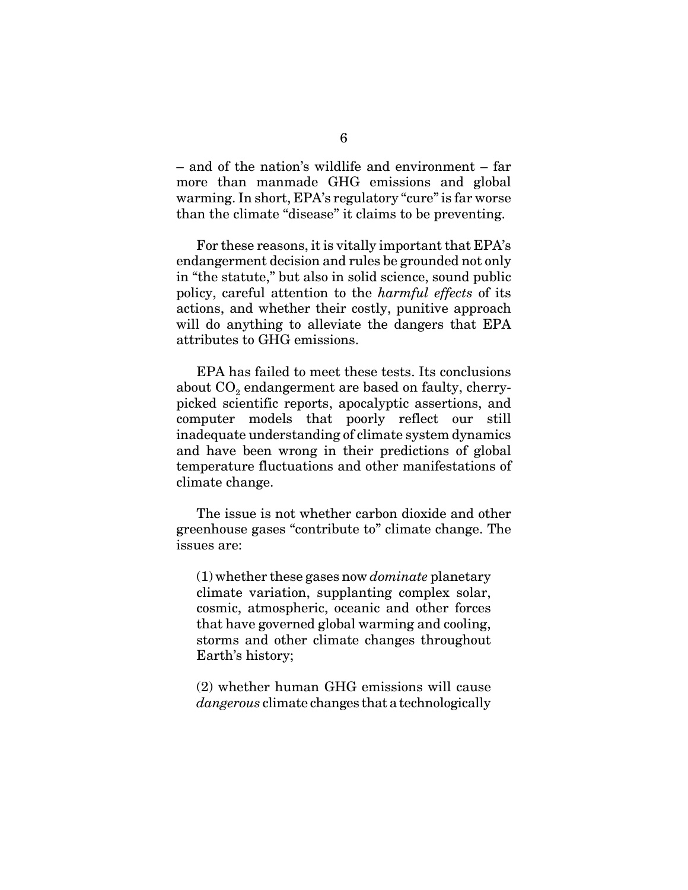– and of the nation's wildlife and environment – far more than manmade GHG emissions and global warming. In short, EPA's regulatory "cure" is far worse than the climate "disease" it claims to be preventing.

For these reasons, it is vitally important that EPA's endangerment decision and rules be grounded not only in "the statute," but also in solid science, sound public policy, careful attention to the *harmful effects* of its actions, and whether their costly, punitive approach will do anything to alleviate the dangers that EPA attributes to GHG emissions.

EPA has failed to meet these tests. Its conclusions about $CO_2$ endangerment are based on faulty, cherry-picked scientific reports, apocalyptic assertions, and computer models that poorly reflect our still inadequate understanding of climate system dynamics and have been wrong in their predictions of global temperature fluctuations and other manifestations of climate change.

The issue is not whether carbon dioxide and other greenhouse gases "contribute to" climate change. The issues are:

> (1) whether these gases now *dominate* planetary climate variation, supplanting complex solar, cosmic, atmospheric, oceanic and other forces that have governed global warming and cooling, storms and other climate changes throughout Earth's history;
>
> (2) whether human GHG emissions will cause *dangerous* climate changes that a technologically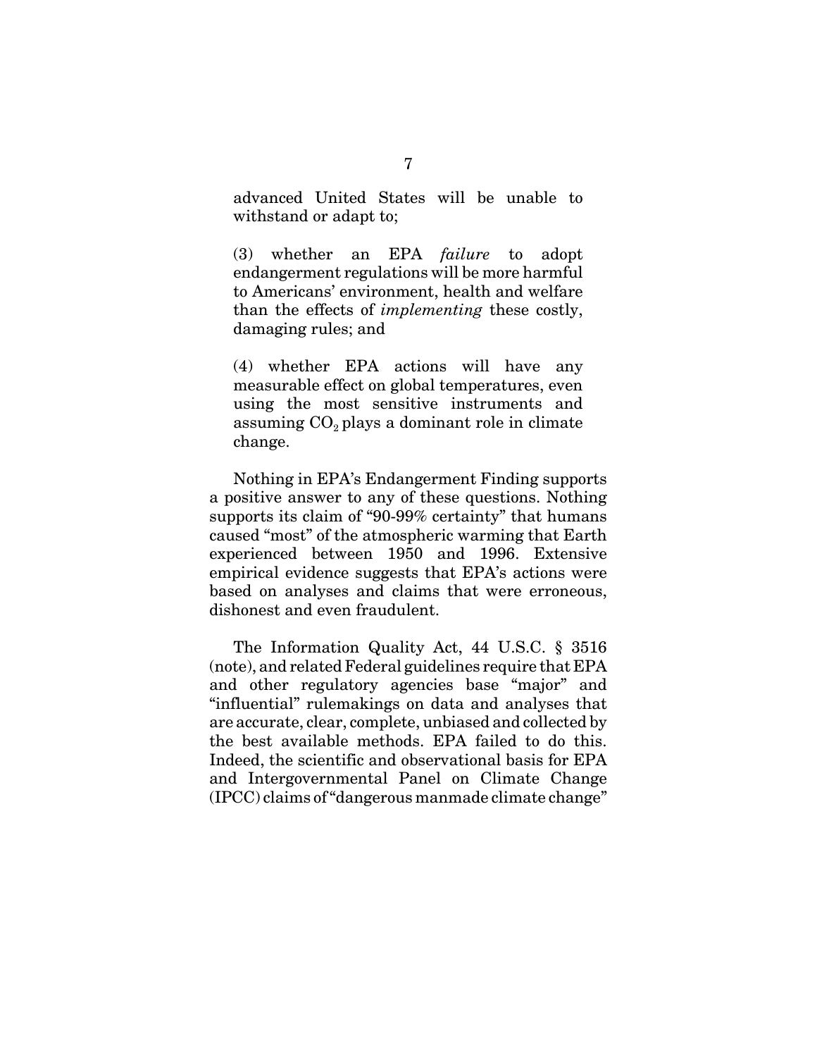advanced United States will be unable to withstand or adapt to;

(3) whether an EPA *failure* to adopt endangerment regulations will be more harmful to Americans' environment, health and welfare than the effects of *implementing* these costly, damaging rules; and

(4) whether EPA actions will have any measurable effect on global temperatures, even using the most sensitive instruments and assuming $CO_2$ plays a dominant role in climate change.

Nothing in EPA's Endangerment Finding supports a positive answer to any of these questions. Nothing supports its claim of "90-99% certainty" that humans caused "most" of the atmospheric warming that Earth experienced between 1950 and 1996. Extensive empirical evidence suggests that EPA's actions were based on analyses and claims that were erroneous, dishonest and even fraudulent.

The Information Quality Act, 44 U.S.C. § 3516 (note), and related Federal guidelines require that EPA and other regulatory agencies base "major" and "influential" rulemakings on data and analyses that are accurate, clear, complete, unbiased and collected by the best available methods. EPA failed to do this. Indeed, the scientific and observational basis for EPA and Intergovernmental Panel on Climate Change (IPCC) claims of "dangerous manmade climate change"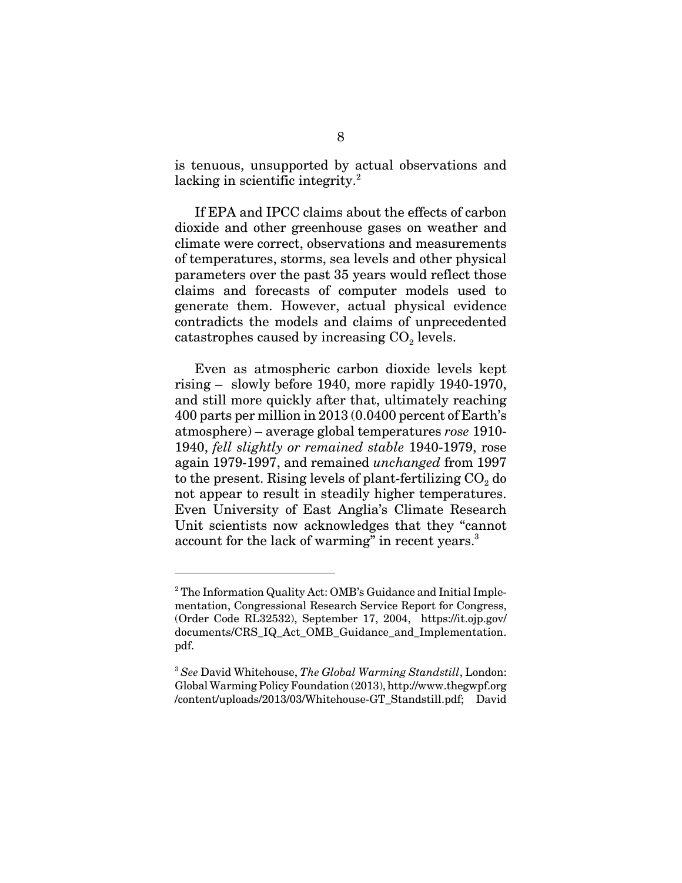is tenuous, unsupported by actual observations and lacking in scientific integrity.[2]

If EPA and IPCC claims about the effects of carbon dioxide and other greenhouse gases on weather and climate were correct, observations and measurements of temperatures, storms, sea levels and other physical parameters over the past 35 years would reflect those claims and forecasts of computer models used to generate them. However, actual physical evidence contradicts the models and claims of unprecedented catastrophes caused by increasing $CO_2$ levels.

Even as atmospheric carbon dioxide levels kept rising – slowly before 1940, more rapidly 1940-1970, and still more quickly after that, ultimately reaching 400 parts per million in 2013 (0.0400 percent of Earth's atmosphere) – average global temperatures *rose* 1910-1940, *fell slightly or remained stable* 1940-1979, rose again 1979-1997, and remained *unchanged* from 1997 to the present. Rising levels of plant-fertilizing $CO_2$ do not appear to result in steadily higher temperatures. Even University of East Anglia's Climate Research Unit scientists now acknowledges that they "cannot account for the lack of warming" in recent years.[3]

---

[2] The Information Quality Act: OMB's Guidance and Initial Implementation, Congressional Research Service Report for Congress, (Order Code RL32532), September 17, 2004, https://it.ojp.gov/documents/CRS_IQ_Act_OMB_Guidance_and_Implementation.pdf.

[3] *See* David Whitehouse, *The Global Warming Standstill*, London: Global Warming Policy Foundation (2013), http://www.thegwpf.org/content/uploads/2013/03/Whitehouse-GT_Standstill.pdf; David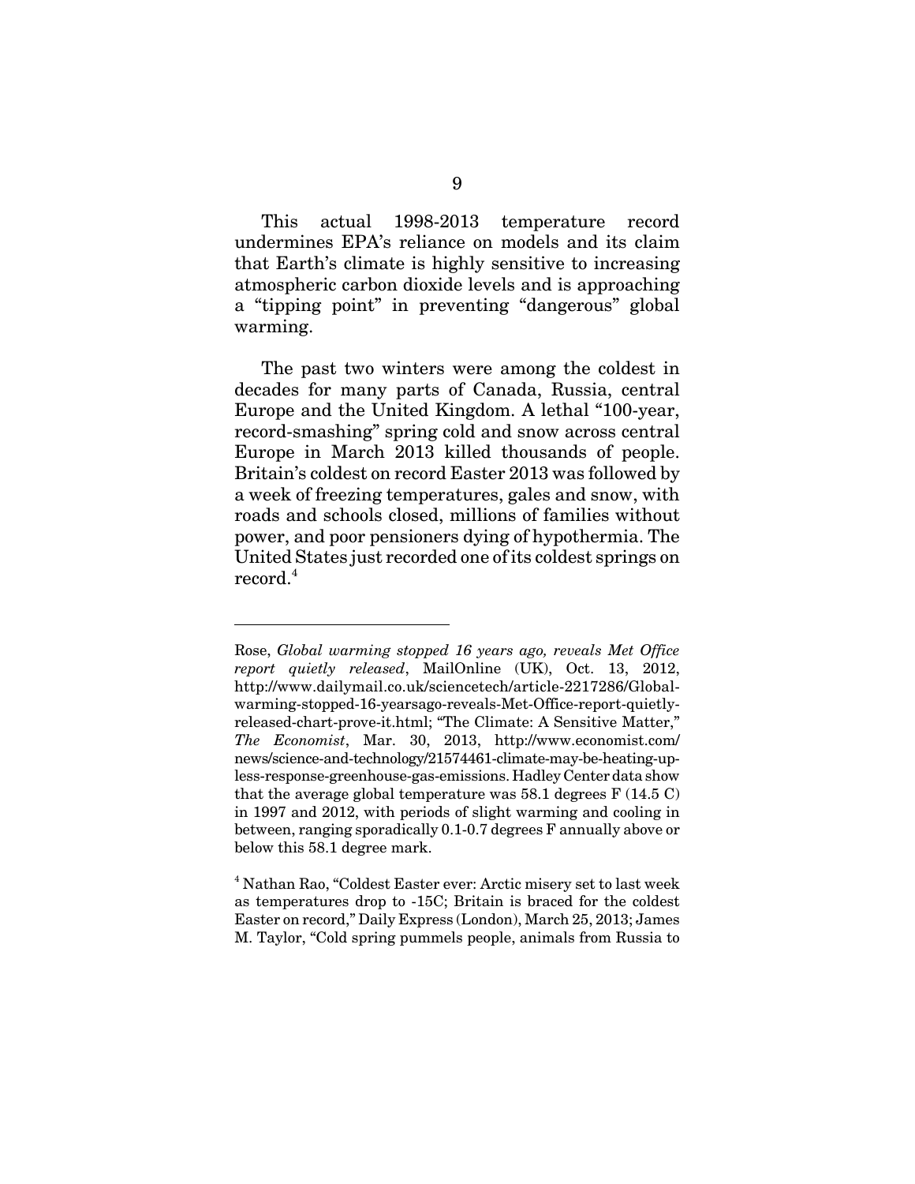This actual 1998-2013 temperature record undermines EPA's reliance on models and its claim that Earth's climate is highly sensitive to increasing atmospheric carbon dioxide levels and is approaching a "tipping point" in preventing "dangerous" global warming.

The past two winters were among the coldest in decades for many parts of Canada, Russia, central Europe and the United Kingdom. A lethal "100-year, record-smashing" spring cold and snow across central Europe in March 2013 killed thousands of people. Britain's coldest on record Easter 2013 was followed by a week of freezing temperatures, gales and snow, with roads and schools closed, millions of families without power, and poor pensioners dying of hypothermia. The United States just recorded one of its coldest springs on record.[4]

---

Rose, *Global warming stopped 16 years ago, reveals Met Office report quietly released*, MailOnline (UK), Oct. 13, 2012, http://www.dailymail.co.uk/sciencetech/article-2217286/Global-warming-stopped-16-yearsago-reveals-Met-Office-report-quietly-released-chart-prove-it.html; "The Climate: A Sensitive Matter," *The Economist*, Mar. 30, 2013, http://www.economist.com/news/science-and-technology/21574461-climate-may-be-heating-up-less-response-greenhouse-gas-emissions. Hadley Center data show that the average global temperature was 58.1 degrees F (14.5 C) in 1997 and 2012, with periods of slight warming and cooling in between, ranging sporadically 0.1-0.7 degrees F annually above or below this 58.1 degree mark.

[4] Nathan Rao, "Coldest Easter ever: Arctic misery set to last week as temperatures drop to -15C; Britain is braced for the coldest Easter on record," Daily Express (London), March 25, 2013; James M. Taylor, "Cold spring pummels people, animals from Russia to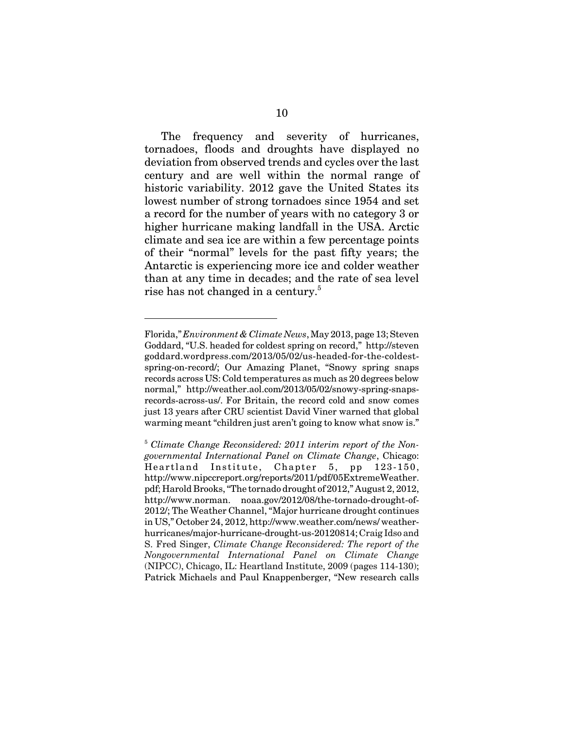The frequency and severity of hurricanes, tornadoes, floods and droughts have displayed no deviation from observed trends and cycles over the last century and are well within the normal range of historic variability. 2012 gave the United States its lowest number of strong tornadoes since 1954 and set a record for the number of years with no category 3 or higher hurricane making landfall in the USA. Arctic climate and sea ice are within a few percentage points of their "normal" levels for the past fifty years; the Antarctic is experiencing more ice and colder weather than at any time in decades; and the rate of sea level rise has not changed in a century.[5]

---

Florida," *Environment & Climate News*, May 2013, page 13; Steven Goddard, "U.S. headed for coldest spring on record," http://stevengoddard.wordpress.com/2013/05/02/us-headed-for-the-coldest-spring-on-record/; Our Amazing Planet, "Snowy spring snaps records across US: Cold temperatures as much as 20 degrees below normal," http://weather.aol.com/2013/05/02/snowy-spring-snaps-records-across-us/. For Britain, the record cold and snow comes just 13 years after CRU scientist David Viner warned that global warming meant "children just aren't going to know what snow is."

[5] *Climate Change Reconsidered: 2011 interim report of the Non-governmental International Panel on Climate Change*, Chicago: Heartland Institute, Chapter 5, pp 123-150, http://www.nipccreport.org/reports/2011/pdf/05ExtremeWeather.pdf; Harold Brooks, "The tornado drought of 2012," August 2, 2012, http://www.norman. noaa.gov/2012/08/the-tornado-drought-of-2012/; The Weather Channel, "Major hurricane drought continues in US," October 24, 2012, http://www.weather.com/news/ weather-hurricanes/major-hurricane-drought-us-20120814; Craig Idso and S. Fred Singer, *Climate Change Reconsidered: The report of the Nongovernmental International Panel on Climate Change* (NIPCC), Chicago, IL: Heartland Institute, 2009 (pages 114-130); Patrick Michaels and Paul Knappenberger, "New research calls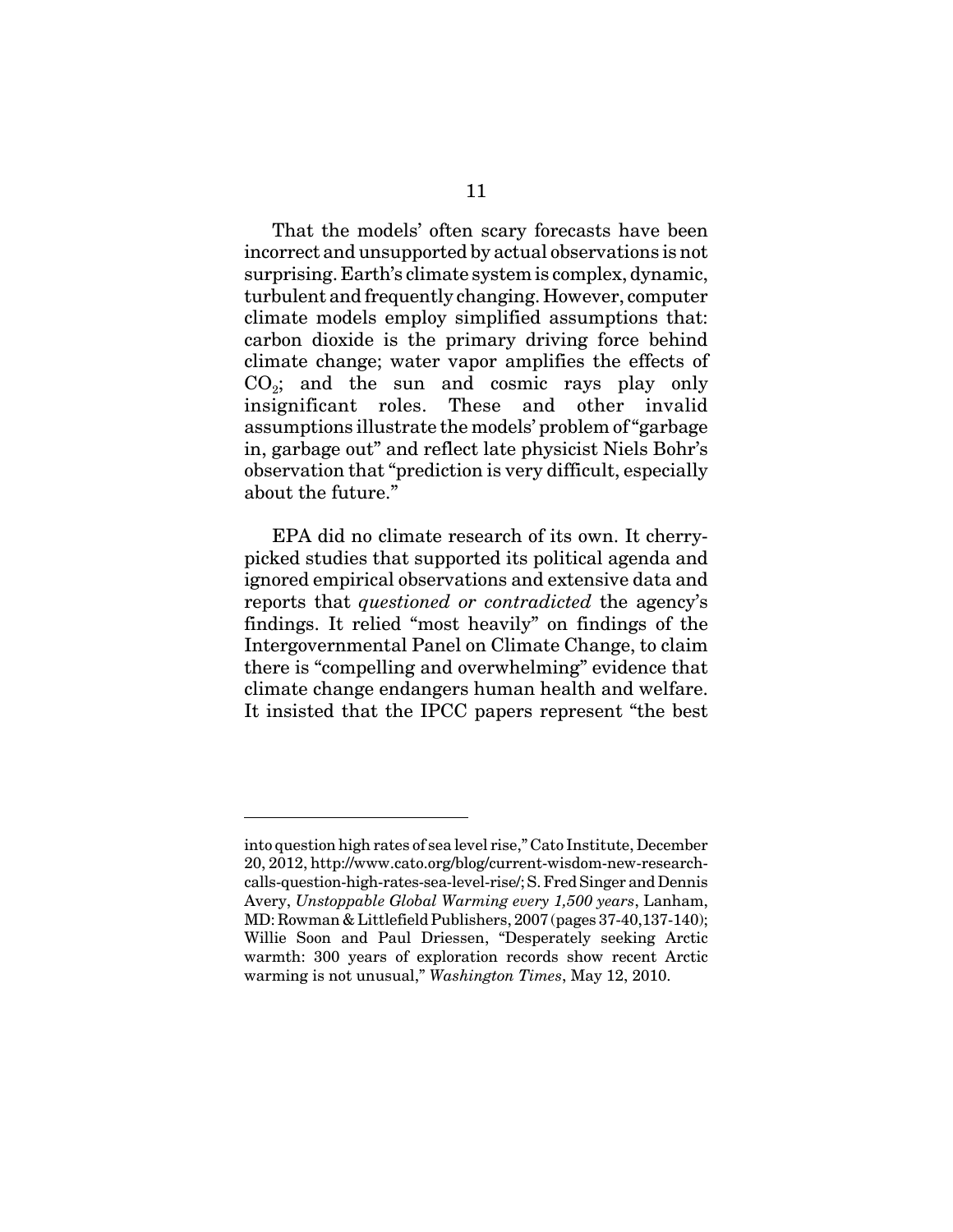That the models' often scary forecasts have been incorrect and unsupported by actual observations is not surprising. Earth's climate system is complex, dynamic, turbulent and frequently changing. However, computer climate models employ simplified assumptions that: carbon dioxide is the primary driving force behind climate change; water vapor amplifies the effects of $CO_2$; and the sun and cosmic rays play only insignificant roles. These and other invalid assumptions illustrate the models' problem of "garbage in, garbage out" and reflect late physicist Niels Bohr's observation that "prediction is very difficult, especially about the future."

EPA did no climate research of its own. It cherry-picked studies that supported its political agenda and ignored empirical observations and extensive data and reports that *questioned or contradicted* the agency's findings. It relied "most heavily" on findings of the Intergovernmental Panel on Climate Change, to claim there is "compelling and overwhelming" evidence that climate change endangers human health and welfare. It insisted that the IPCC papers represent "the best

---

into question high rates of sea level rise," Cato Institute, December 20, 2012, http://www.cato.org/blog/current-wisdom-new-research-calls-question-high-rates-sea-level-rise/; S. Fred Singer and Dennis Avery, *Unstoppable Global Warming every 1,500 years*, Lanham, MD: Rowman & Littlefield Publishers, 2007 (pages 37-40,137-140); Willie Soon and Paul Driessen, "Desperately seeking Arctic warmth: 300 years of exploration records show recent Arctic warming is not unusual," *Washington Times*, May 12, 2010.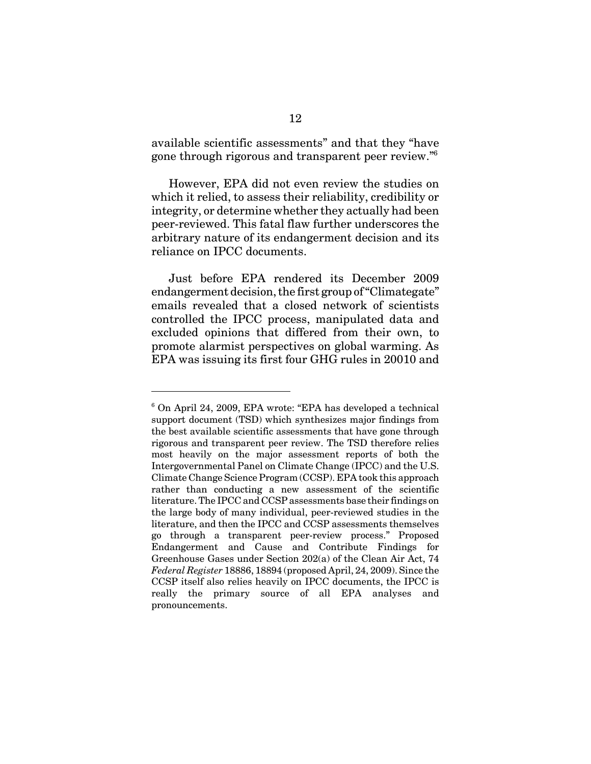available scientific assessments" and that they "have gone through rigorous and transparent peer review."[6]

However, EPA did not even review the studies on which it relied, to assess their reliability, credibility or integrity, or determine whether they actually had been peer-reviewed. This fatal flaw further underscores the arbitrary nature of its endangerment decision and its reliance on IPCC documents.

Just before EPA rendered its December 2009 endangerment decision, the first group of "Climategate" emails revealed that a closed network of scientists controlled the IPCC process, manipulated data and excluded opinions that differed from their own, to promote alarmist perspectives on global warming. As EPA was issuing its first four GHG rules in 20010 and

---

[6] On April 24, 2009, EPA wrote: "EPA has developed a technical support document (TSD) which synthesizes major findings from the best available scientific assessments that have gone through rigorous and transparent peer review. The TSD therefore relies most heavily on the major assessment reports of both the Intergovernmental Panel on Climate Change (IPCC) and the U.S. Climate Change Science Program (CCSP). EPA took this approach rather than conducting a new assessment of the scientific literature. The IPCC and CCSP assessments base their findings on the large body of many individual, peer-reviewed studies in the literature, and then the IPCC and CCSP assessments themselves go through a transparent peer-review process." Proposed Endangerment and Cause and Contribute Findings for Greenhouse Gases under Section 202(a) of the Clean Air Act, 74 *Federal Register* 18886, 18894 (proposed April, 24, 2009). Since the CCSP itself also relies heavily on IPCC documents, the IPCC is really the primary source of all EPA analyses and pronouncements.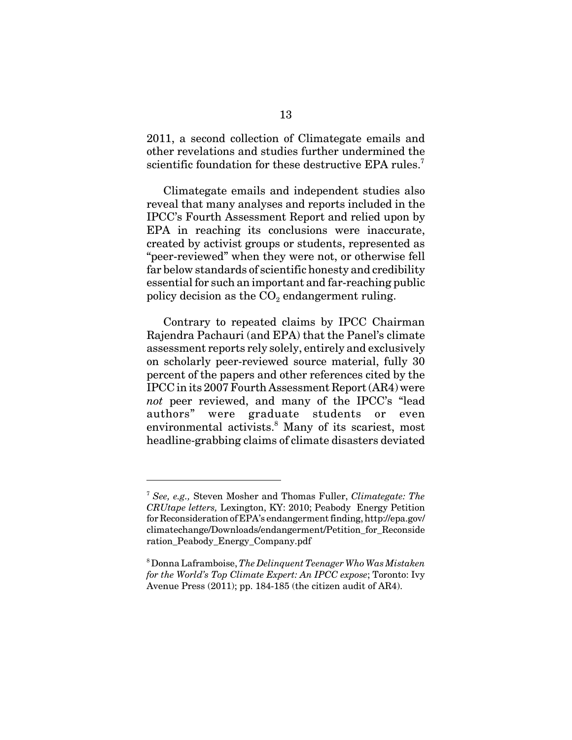2011, a second collection of Climategate emails and other revelations and studies further undermined the scientific foundation for these destructive EPA rules.[7]

Climategate emails and independent studies also reveal that many analyses and reports included in the IPCC's Fourth Assessment Report and relied upon by EPA in reaching its conclusions were inaccurate, created by activist groups or students, represented as "peer-reviewed" when they were not, or otherwise fell far below standards of scientific honesty and credibility essential for such an important and far-reaching public policy decision as the $CO_2$ endangerment ruling.

Contrary to repeated claims by IPCC Chairman Rajendra Pachauri (and EPA) that the Panel's climate assessment reports rely solely, entirely and exclusively on scholarly peer-reviewed source material, fully 30 percent of the papers and other references cited by the IPCC in its 2007 Fourth Assessment Report (AR4) were *not* peer reviewed, and many of the IPCC's "lead authors" were graduate students or even environmental activists.[8] Many of its scariest, most headline-grabbing claims of climate disasters deviated

---

[7] *See, e.g.,* Steven Mosher and Thomas Fuller, *Climategate: The CRUtape letters,* Lexington, KY: 2010; Peabody Energy Petition for Reconsideration of EPA's endangerment finding, http://epa.gov/climatechange/Downloads/endangerment/Petition_for_Reconsideration_Peabody_Energy_Company.pdf

[8] Donna Laframboise, *The Delinquent Teenager Who Was Mistaken for the World's Top Climate Expert: An IPCC expose*; Toronto: Ivy Avenue Press (2011); pp. 184-185 (the citizen audit of AR4).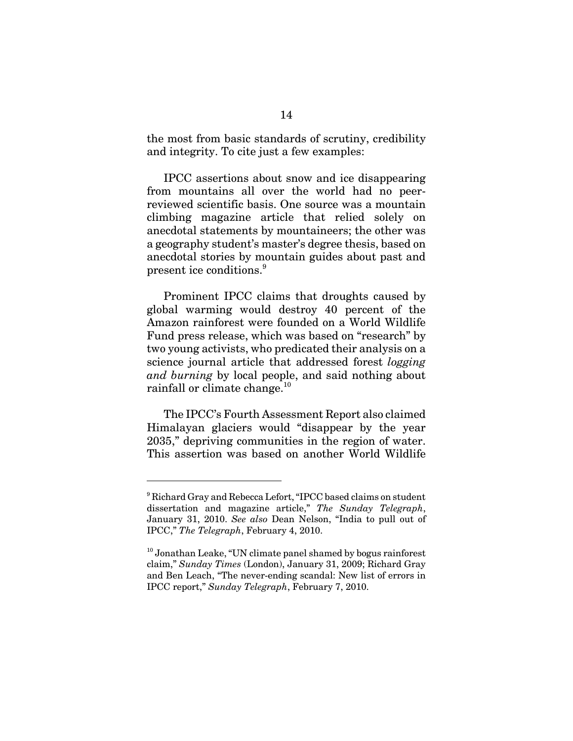the most from basic standards of scrutiny, credibility and integrity. To cite just a few examples:

IPCC assertions about snow and ice disappearing from mountains all over the world had no peer-reviewed scientific basis. One source was a mountain climbing magazine article that relied solely on anecdotal statements by mountaineers; the other was a geography student's master's degree thesis, based on anecdotal stories by mountain guides about past and present ice conditions.[9]

Prominent IPCC claims that droughts caused by global warming would destroy 40 percent of the Amazon rainforest were founded on a World Wildlife Fund press release, which was based on "research" by two young activists, who predicated their analysis on a science journal article that addressed forest *logging and burning* by local people, and said nothing about rainfall or climate change.[10]

The IPCC's Fourth Assessment Report also claimed Himalayan glaciers would "disappear by the year 2035," depriving communities in the region of water. This assertion was based on another World Wildlife

---

[9] Richard Gray and Rebecca Lefort, "IPCC based claims on student dissertation and magazine article," *The Sunday Telegraph*, January 31, 2010. *See also* Dean Nelson, "India to pull out of IPCC," *The Telegraph*, February 4, 2010.

[10] Jonathan Leake, "UN climate panel shamed by bogus rainforest claim," *Sunday Times* (London), January 31, 2009; Richard Gray and Ben Leach, "The never-ending scandal: New list of errors in IPCC report," *Sunday Telegraph*, February 7, 2010.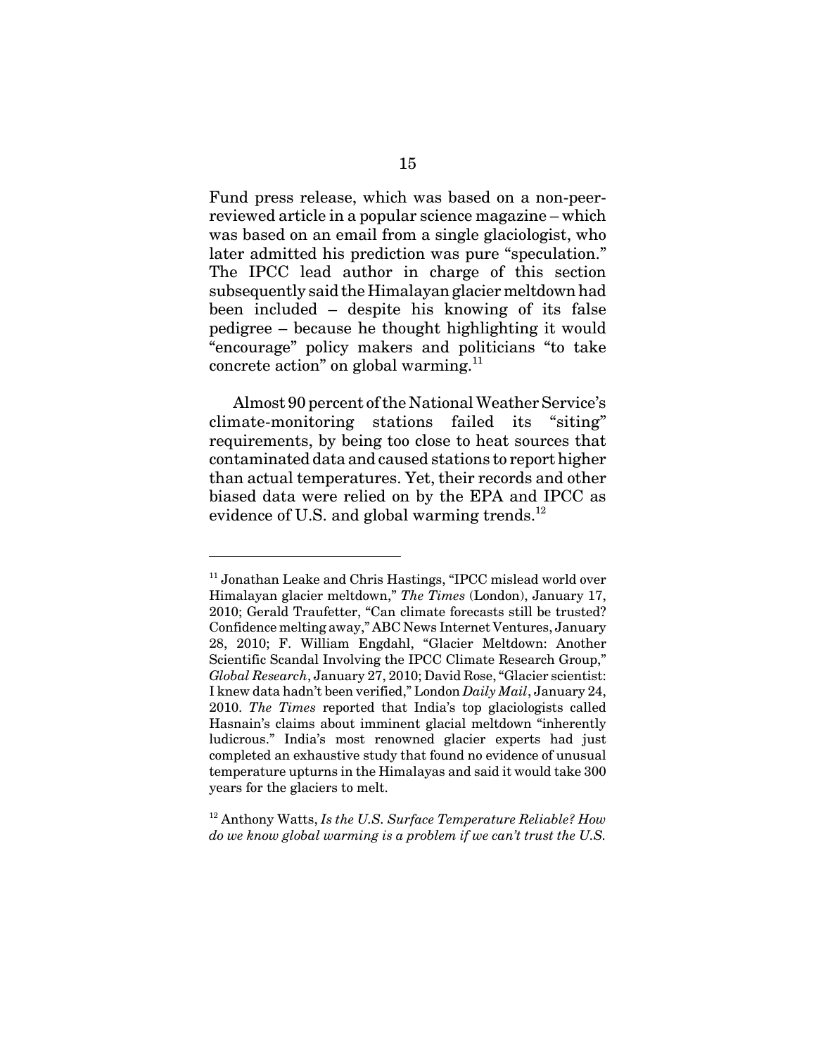Fund press release, which was based on a non-peer-reviewed article in a popular science magazine – which was based on an email from a single glaciologist, who later admitted his prediction was pure "speculation." The IPCC lead author in charge of this section subsequently said the Himalayan glacier meltdown had been included – despite his knowing of its false pedigree – because he thought highlighting it would "encourage" policy makers and politicians "to take concrete action" on global warming.[11]

Almost 90 percent of the National Weather Service's climate-monitoring stations failed its "siting" requirements, by being too close to heat sources that contaminated data and caused stations to report higher than actual temperatures. Yet, their records and other biased data were relied on by the EPA and IPCC as evidence of U.S. and global warming trends.[12]

---

[11] Jonathan Leake and Chris Hastings, "IPCC mislead world over Himalayan glacier meltdown," *The Times* (London), January 17, 2010; Gerald Traufetter, "Can climate forecasts still be trusted? Confidence melting away," ABC News Internet Ventures, January 28, 2010; F. William Engdahl, "Glacier Meltdown: Another Scientific Scandal Involving the IPCC Climate Research Group," *Global Research*, January 27, 2010; David Rose, "Glacier scientist: I knew data hadn't been verified," London *Daily Mail*, January 24, 2010. *The Times* reported that India's top glaciologists called Hasnain's claims about imminent glacial meltdown "inherently ludicrous." India's most renowned glacier experts had just completed an exhaustive study that found no evidence of unusual temperature upturns in the Himalayas and said it would take 300 years for the glaciers to melt.

[12] Anthony Watts, *Is the U.S. Surface Temperature Reliable? How do we know global warming is a problem if we can't trust the U.S.*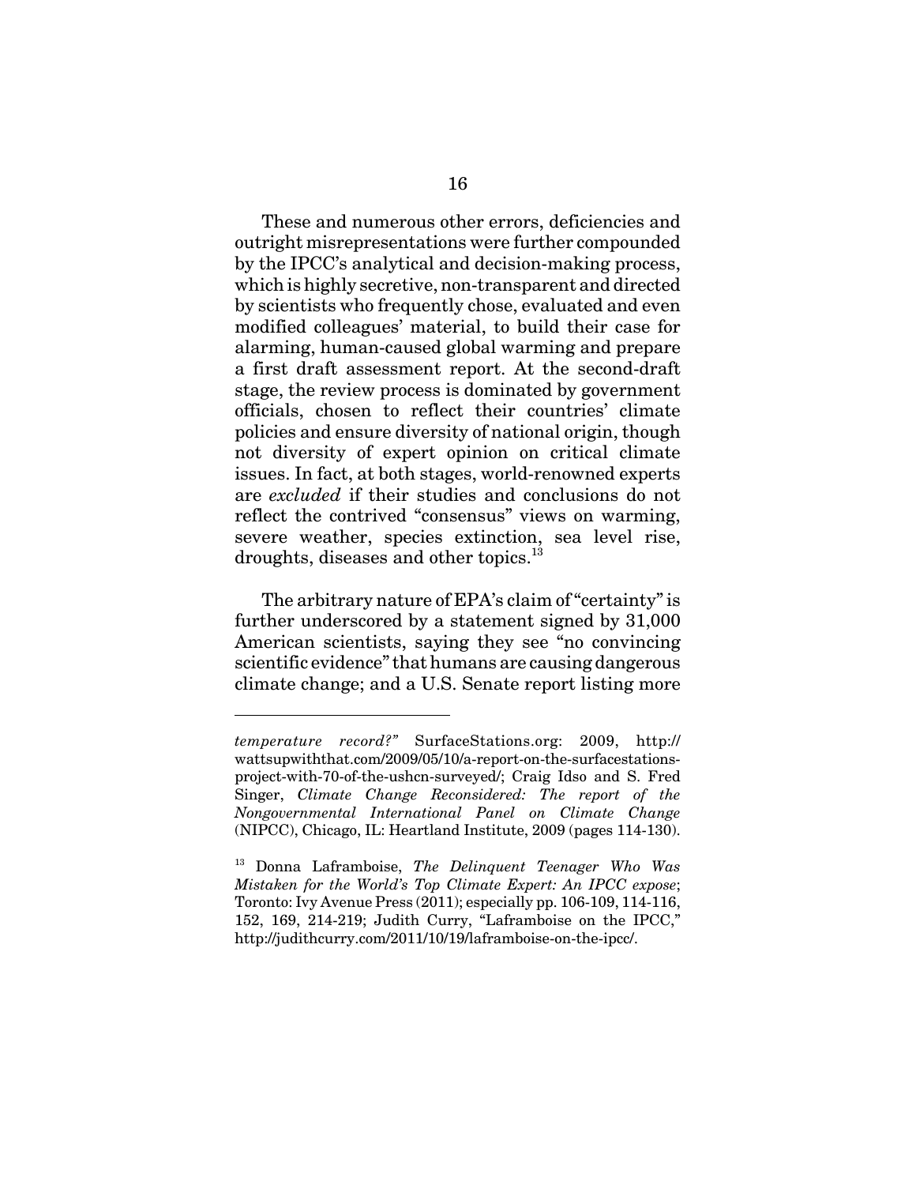These and numerous other errors, deficiencies and outright misrepresentations were further compounded by the IPCC's analytical and decision-making process, which is highly secretive, non-transparent and directed by scientists who frequently chose, evaluated and even modified colleagues' material, to build their case for alarming, human-caused global warming and prepare a first draft assessment report. At the second-draft stage, the review process is dominated by government officials, chosen to reflect their countries' climate policies and ensure diversity of national origin, though not diversity of expert opinion on critical climate issues. In fact, at both stages, world-renowned experts are *excluded* if their studies and conclusions do not reflect the contrived "consensus" views on warming, severe weather, species extinction, sea level rise, droughts, diseases and other topics.[13]

The arbitrary nature of EPA's claim of "certainty" is further underscored by a statement signed by 31,000 American scientists, saying they see "no convincing scientific evidence" that humans are causing dangerous climate change; and a U.S. Senate report listing more

---

*temperature record?"* SurfaceStations.org: 2009, http://wattsupwiththat.com/2009/05/10/a-report-on-the-surfacestations-project-with-70-of-the-ushcn-surveyed/; Craig Idso and S. Fred Singer, *Climate Change Reconsidered: The report of the Nongovernmental International Panel on Climate Change* (NIPCC), Chicago, IL: Heartland Institute, 2009 (pages 114-130).

[13] Donna Laframboise, *The Delinquent Teenager Who Was Mistaken for the World's Top Climate Expert: An IPCC expose*; Toronto: Ivy Avenue Press (2011); especially pp. 106-109, 114-116, 152, 169, 214-219; Judith Curry, "Laframboise on the IPCC," http://judithcurry.com/2011/10/19/laframboise-on-the-ipcc/.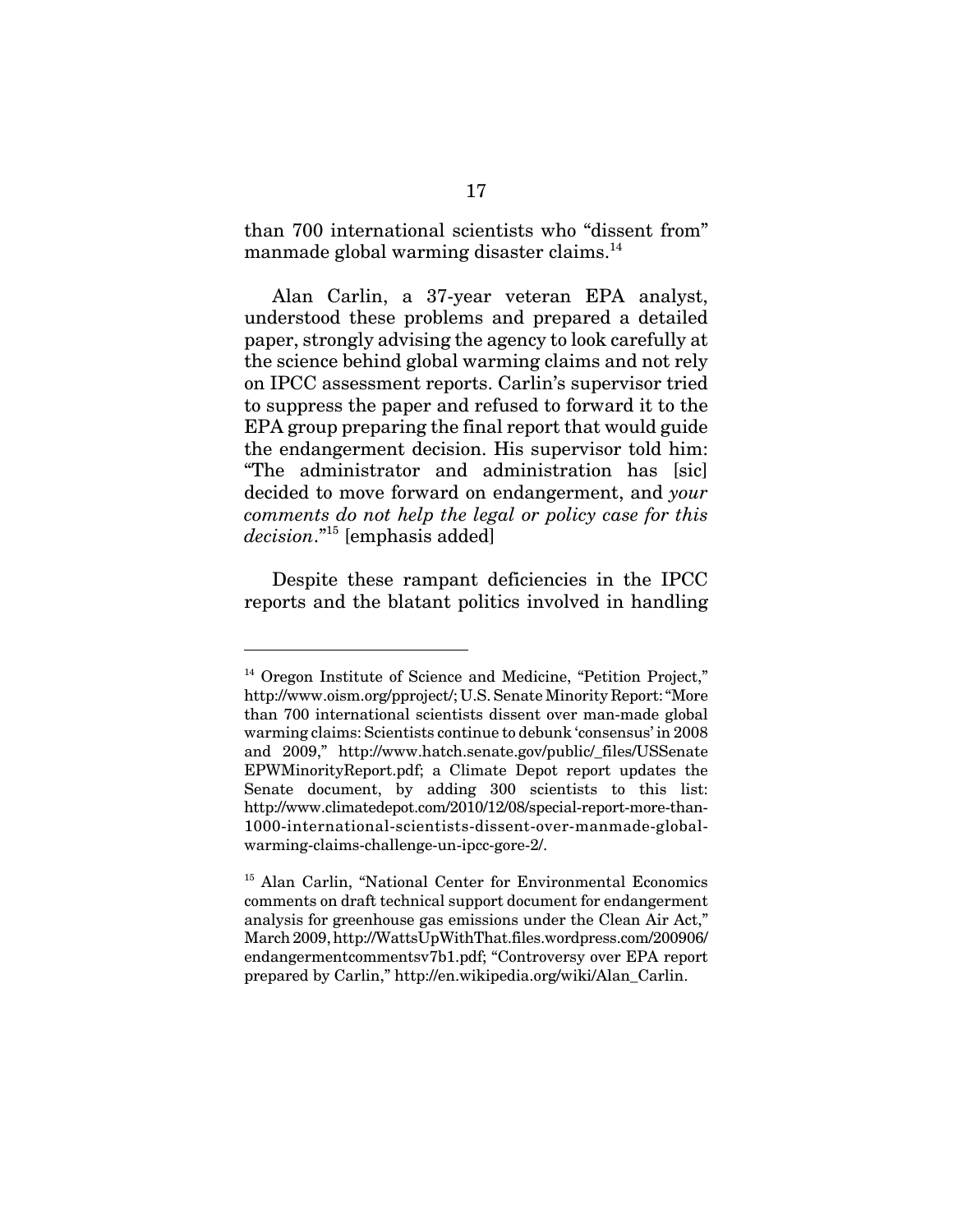than 700 international scientists who "dissent from" manmade global warming disaster claims.[14]

Alan Carlin, a 37-year veteran EPA analyst, understood these problems and prepared a detailed paper, strongly advising the agency to look carefully at the science behind global warming claims and not rely on IPCC assessment reports. Carlin's supervisor tried to suppress the paper and refused to forward it to the EPA group preparing the final report that would guide the endangerment decision. His supervisor told him: "The administrator and administration has [sic] decided to move forward on endangerment, and *your comments do not help the legal or policy case for this decision*."[15] [emphasis added]

Despite these rampant deficiencies in the IPCC reports and the blatant politics involved in handling

---

[14] Oregon Institute of Science and Medicine, "Petition Project," http://www.oism.org/pproject/; U.S. Senate Minority Report: "More than 700 international scientists dissent over man-made global warming claims: Scientists continue to debunk 'consensus' in 2008 and 2009," http://www.hatch.senate.gov/public/_files/USSenateEPWMinorityReport.pdf; a Climate Depot report updates the Senate document, by adding 300 scientists to this list: http://www.climatedepot.com/2010/12/08/special-report-more-than-1000-international-scientists-dissent-over-manmade-global-warming-claims-challenge-un-ipcc-gore-2/.

[15] Alan Carlin, "National Center for Environmental Economics comments on draft technical support document for endangerment analysis for greenhouse gas emissions under the Clean Air Act," March 2009, http://WattsUpWithThat.files.wordpress.com/200906/endangermentcommentsv7b1.pdf; "Controversy over EPA report prepared by Carlin," http://en.wikipedia.org/wiki/Alan_Carlin.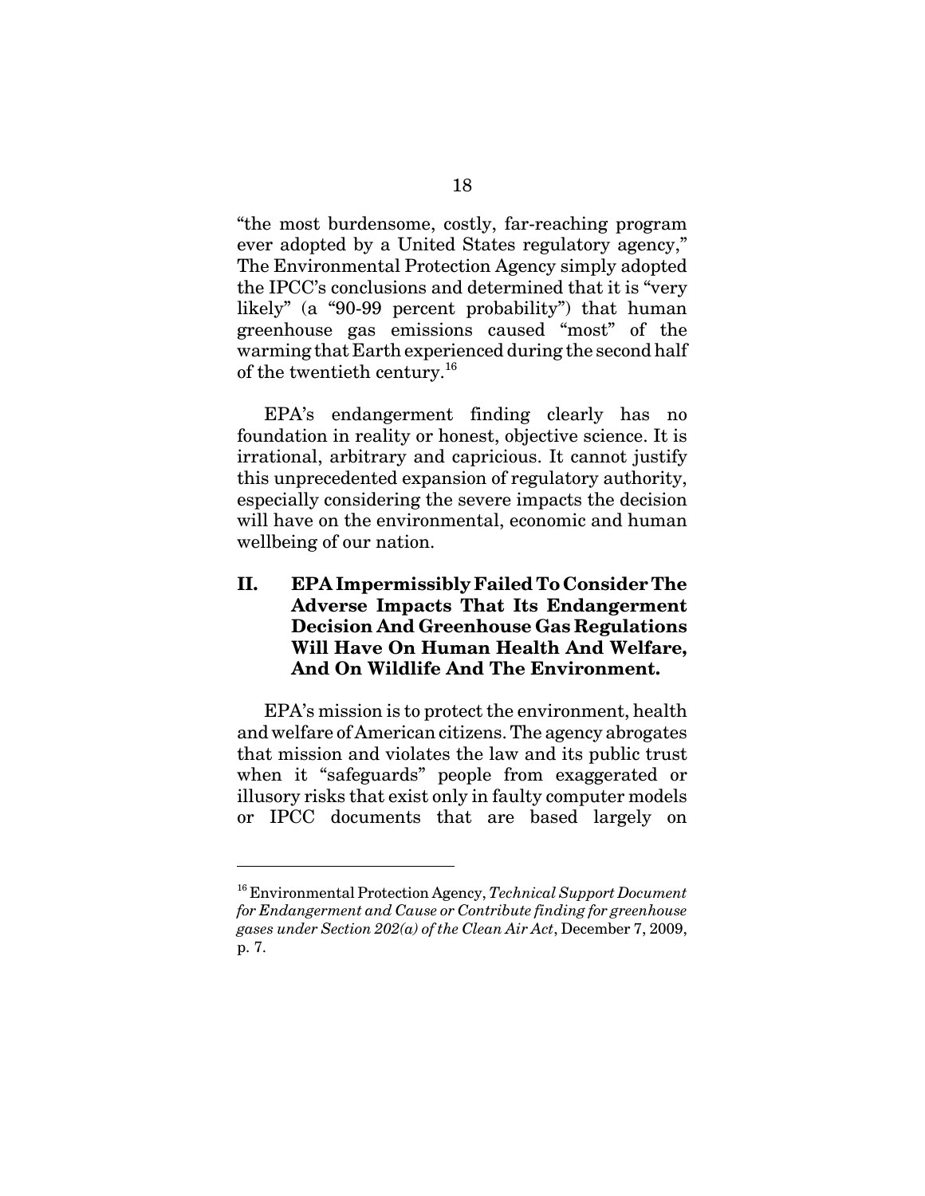"the most burdensome, costly, far-reaching program ever adopted by a United States regulatory agency," The Environmental Protection Agency simply adopted the IPCC's conclusions and determined that it is "very likely" (a "90-99 percent probability") that human greenhouse gas emissions caused "most" of the warming that Earth experienced during the second half of the twentieth century.[16]

EPA's endangerment finding clearly has no foundation in reality or honest, objective science. It is irrational, arbitrary and capricious. It cannot justify this unprecedented expansion of regulatory authority, especially considering the severe impacts the decision will have on the environmental, economic and human wellbeing of our nation.

## II. EPA Impermissibly Failed To Consider The Adverse Impacts That Its Endangerment Decision And Greenhouse Gas Regulations Will Have On Human Health And Welfare, And On Wildlife And The Environment.

EPA's mission is to protect the environment, health and welfare of American citizens. The agency abrogates that mission and violates the law and its public trust when it "safeguards" people from exaggerated or illusory risks that exist only in faulty computer models or IPCC documents that are based largely on

---

[16] Environmental Protection Agency, *Technical Support Document for Endangerment and Cause or Contribute finding for greenhouse gases under Section 202(a) of the Clean Air Act*, December 7, 2009, p. 7.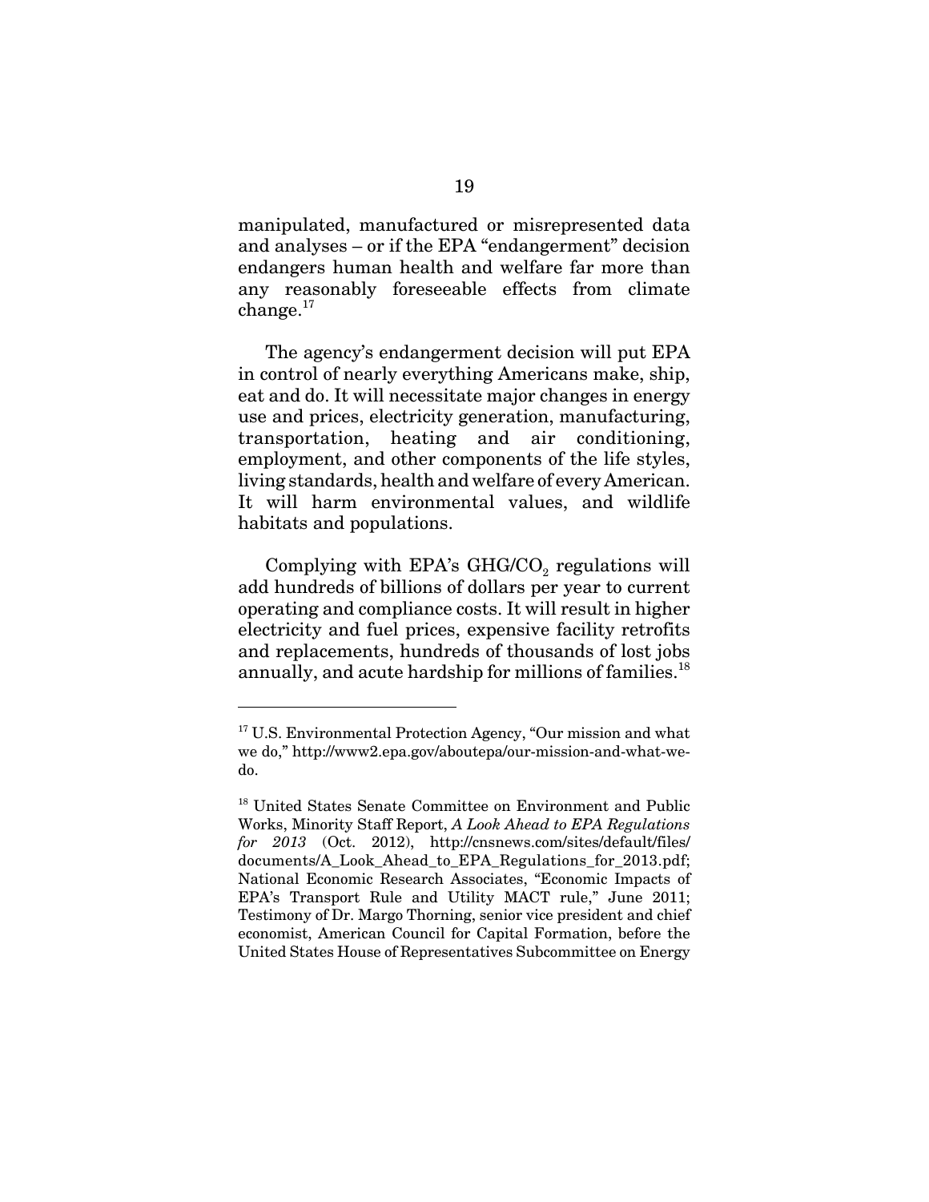manipulated, manufactured or misrepresented data and analyses – or if the EPA "endangerment" decision endangers human health and welfare far more than any reasonably foreseeable effects from climate change.[17]

The agency's endangerment decision will put EPA in control of nearly everything Americans make, ship, eat and do. It will necessitate major changes in energy use and prices, electricity generation, manufacturing, transportation, heating and air conditioning, employment, and other components of the life styles, living standards, health and welfare of every American. It will harm environmental values, and wildlife habitats and populations.

Complying with EPA's GHG/$CO_2$ regulations will add hundreds of billions of dollars per year to current operating and compliance costs. It will result in higher electricity and fuel prices, expensive facility retrofits and replacements, hundreds of thousands of lost jobs annually, and acute hardship for millions of families.[18]

---

[17] U.S. Environmental Protection Agency, "Our mission and what we do," http://www2.epa.gov/aboutepa/our-mission-and-what-we-do.

[18] United States Senate Committee on Environment and Public Works, Minority Staff Report, *A Look Ahead to EPA Regulations for 2013* (Oct. 2012), http://cnsnews.com/sites/default/files/documents/A_Look_Ahead_to_EPA_Regulations_for_2013.pdf; National Economic Research Associates, "Economic Impacts of EPA's Transport Rule and Utility MACT rule," June 2011; Testimony of Dr. Margo Thorning, senior vice president and chief economist, American Council for Capital Formation, before the United States House of Representatives Subcommittee on Energy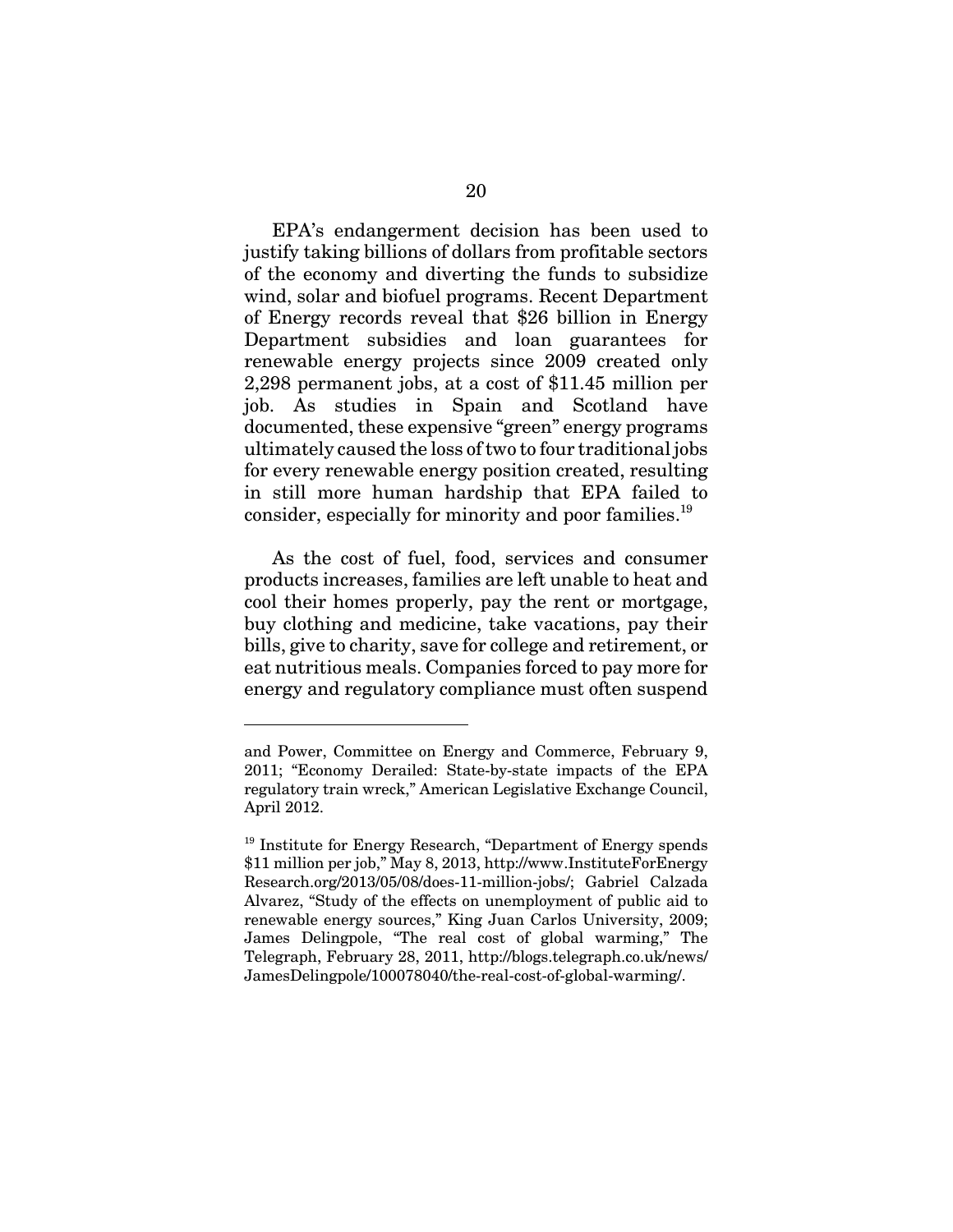EPA's endangerment decision has been used to justify taking billions of dollars from profitable sectors of the economy and diverting the funds to subsidize wind, solar and biofuel programs. Recent Department of Energy records reveal that $26 billion in Energy Department subsidies and loan guarantees for renewable energy projects since 2009 created only 2,298 permanent jobs, at a cost of $11.45 million per job. As studies in Spain and Scotland have documented, these expensive "green" energy programs ultimately caused the loss of two to four traditional jobs for every renewable energy position created, resulting in still more human hardship that EPA failed to consider, especially for minority and poor families.[19]

As the cost of fuel, food, services and consumer products increases, families are left unable to heat and cool their homes properly, pay the rent or mortgage, buy clothing and medicine, take vacations, pay their bills, give to charity, save for college and retirement, or eat nutritious meals. Companies forced to pay more for energy and regulatory compliance must often suspend

---

and Power, Committee on Energy and Commerce, February 9, 2011; "Economy Derailed: State-by-state impacts of the EPA regulatory train wreck," American Legislative Exchange Council, April 2012.

[19] Institute for Energy Research, "Department of Energy spends $11 million per job," May 8, 2013, http://www.InstituteForEnergyResearch.org/2013/05/08/does-11-million-jobs/; Gabriel Calzada Alvarez, "Study of the effects on unemployment of public aid to renewable energy sources," King Juan Carlos University, 2009; James Delingpole, "The real cost of global warming," The Telegraph, February 28, 2011, http://blogs.telegraph.co.uk/news/JamesDelingpole/100078040/the-real-cost-of-global-warming/.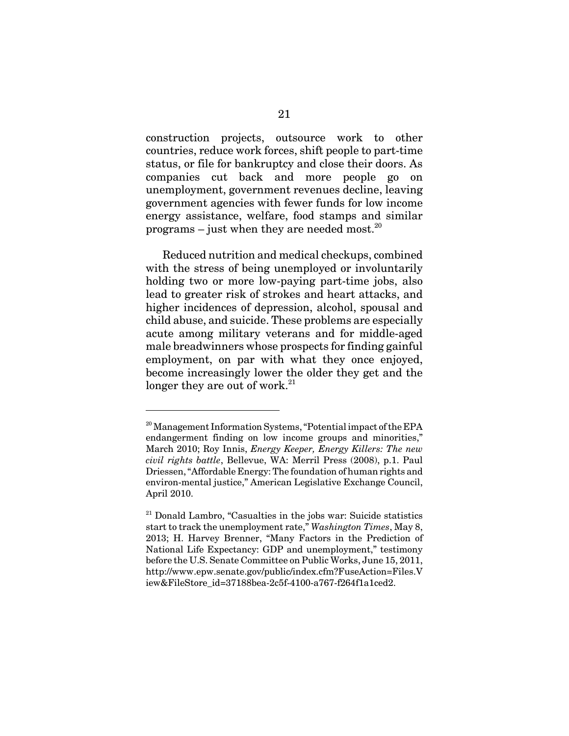construction projects, outsource work to other countries, reduce work forces, shift people to part-time status, or file for bankruptcy and close their doors. As companies cut back and more people go on unemployment, government revenues decline, leaving government agencies with fewer funds for low income energy assistance, welfare, food stamps and similar programs – just when they are needed most.[20]

Reduced nutrition and medical checkups, combined with the stress of being unemployed or involuntarily holding two or more low-paying part-time jobs, also lead to greater risk of strokes and heart attacks, and higher incidences of depression, alcohol, spousal and child abuse, and suicide. These problems are especially acute among military veterans and for middle-aged male breadwinners whose prospects for finding gainful employment, on par with what they once enjoyed, become increasingly lower the older they get and the longer they are out of work.[21]

---

[20] Management Information Systems, "Potential impact of the EPA endangerment finding on low income groups and minorities," March 2010; Roy Innis, *Energy Keeper, Energy Killers: The new civil rights battle*, Bellevue, WA: Merril Press (2008), p.1. Paul Driessen, "Affordable Energy: The foundation of human rights and environ-mental justice," American Legislative Exchange Council, April 2010.

[21] Donald Lambro, "Casualties in the jobs war: Suicide statistics start to track the unemployment rate," *Washington Times*, May 8, 2013; H. Harvey Brenner, "Many Factors in the Prediction of National Life Expectancy: GDP and unemployment," testimony before the U.S. Senate Committee on Public Works, June 15, 2011, http://www.epw.senate.gov/public/index.cfm?FuseAction=Files.View&FileStore_id=37188bea-2c5f-4100-a767-f264f1a1ced2.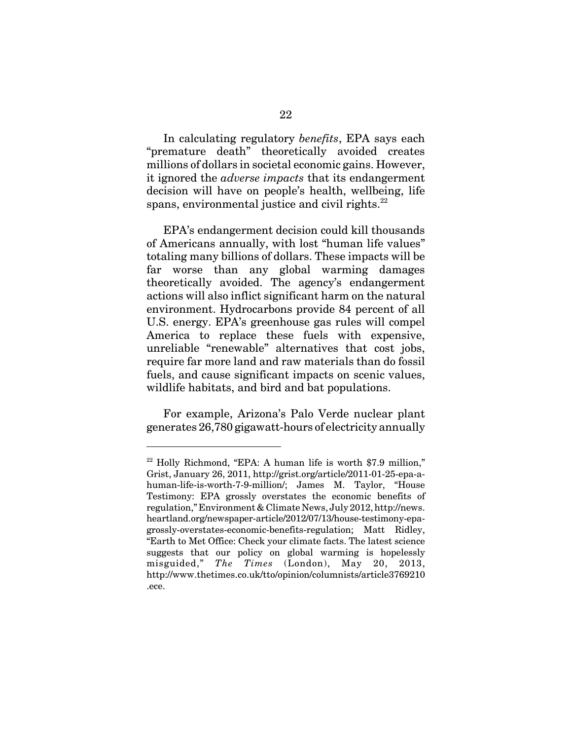In calculating regulatory *benefits*, EPA says each "premature death" theoretically avoided creates millions of dollars in societal economic gains. However, it ignored the *adverse impacts* that its endangerment decision will have on people's health, wellbeing, life spans, environmental justice and civil rights.[22]

EPA's endangerment decision could kill thousands of Americans annually, with lost "human life values" totaling many billions of dollars. These impacts will be far worse than any global warming damages theoretically avoided. The agency's endangerment actions will also inflict significant harm on the natural environment. Hydrocarbons provide 84 percent of all U.S. energy. EPA's greenhouse gas rules will compel America to replace these fuels with expensive, unreliable "renewable" alternatives that cost jobs, require far more land and raw materials than do fossil fuels, and cause significant impacts on scenic values, wildlife habitats, and bird and bat populations.

For example, Arizona's Palo Verde nuclear plant generates 26,780 gigawatt-hours of electricity annually

---

[22] Holly Richmond, "EPA: A human life is worth $7.9 million," Grist, January 26, 2011, http://grist.org/article/2011-01-25-epa-a-human-life-is-worth-7-9-million/; James M. Taylor, "House Testimony: EPA grossly overstates the economic benefits of regulation," Environment & Climate News, July 2012, http://news.heartland.org/newspaper-article/2012/07/13/house-testimony-epa-grossly-overstates-economic-benefits-regulation; Matt Ridley, "Earth to Met Office: Check your climate facts. The latest science suggests that our policy on global warming is hopelessly misguided," *The Times* (London), May 20, 2013, http://www.thetimes.co.uk/tto/opinion/columnists/article3769210.ece.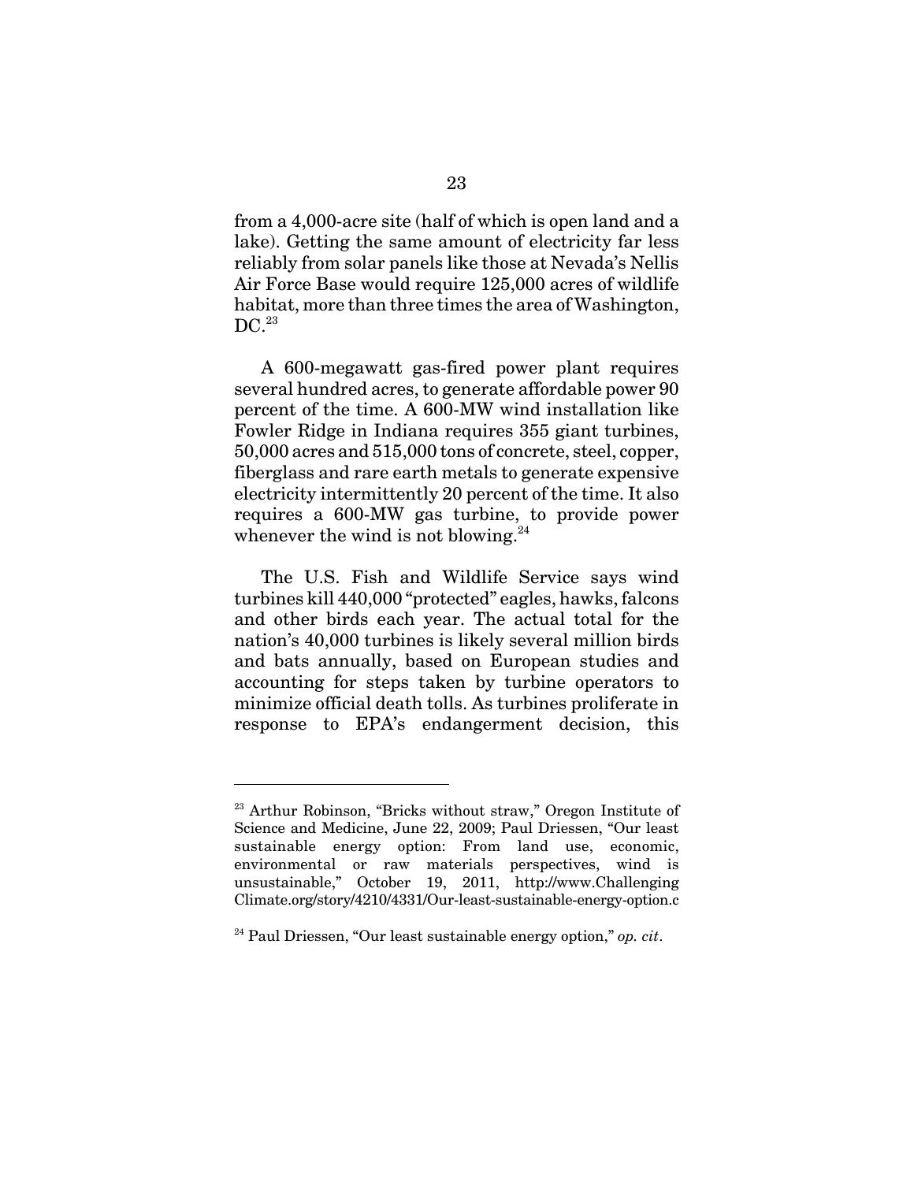from a 4,000-acre site (half of which is open land and a lake). Getting the same amount of electricity far less reliably from solar panels like those at Nevada's Nellis Air Force Base would require 125,000 acres of wildlife habitat, more than three times the area of Washington, DC.[23]

A 600-megawatt gas-fired power plant requires several hundred acres, to generate affordable power 90 percent of the time. A 600-MW wind installation like Fowler Ridge in Indiana requires 355 giant turbines, 50,000 acres and 515,000 tons of concrete, steel, copper, fiberglass and rare earth metals to generate expensive electricity intermittently 20 percent of the time. It also requires a 600-MW gas turbine, to provide power whenever the wind is not blowing.[24]

The U.S. Fish and Wildlife Service says wind turbines kill 440,000 "protected" eagles, hawks, falcons and other birds each year. The actual total for the nation's 40,000 turbines is likely several million birds and bats annually, based on European studies and accounting for steps taken by turbine operators to minimize official death tolls. As turbines proliferate in response to EPA's endangerment decision, this

---

[23] Arthur Robinson, "Bricks without straw," Oregon Institute of Science and Medicine, June 22, 2009; Paul Driessen, "Our least sustainable energy option: From land use, economic, environmental or raw materials perspectives, wind is unsustainable," October 19, 2011, http://www.ChallengingClimate.org/story/4210/4331/Our-least-sustainable-energy-option.c

[24] Paul Driessen, "Our least sustainable energy option," *op. cit*.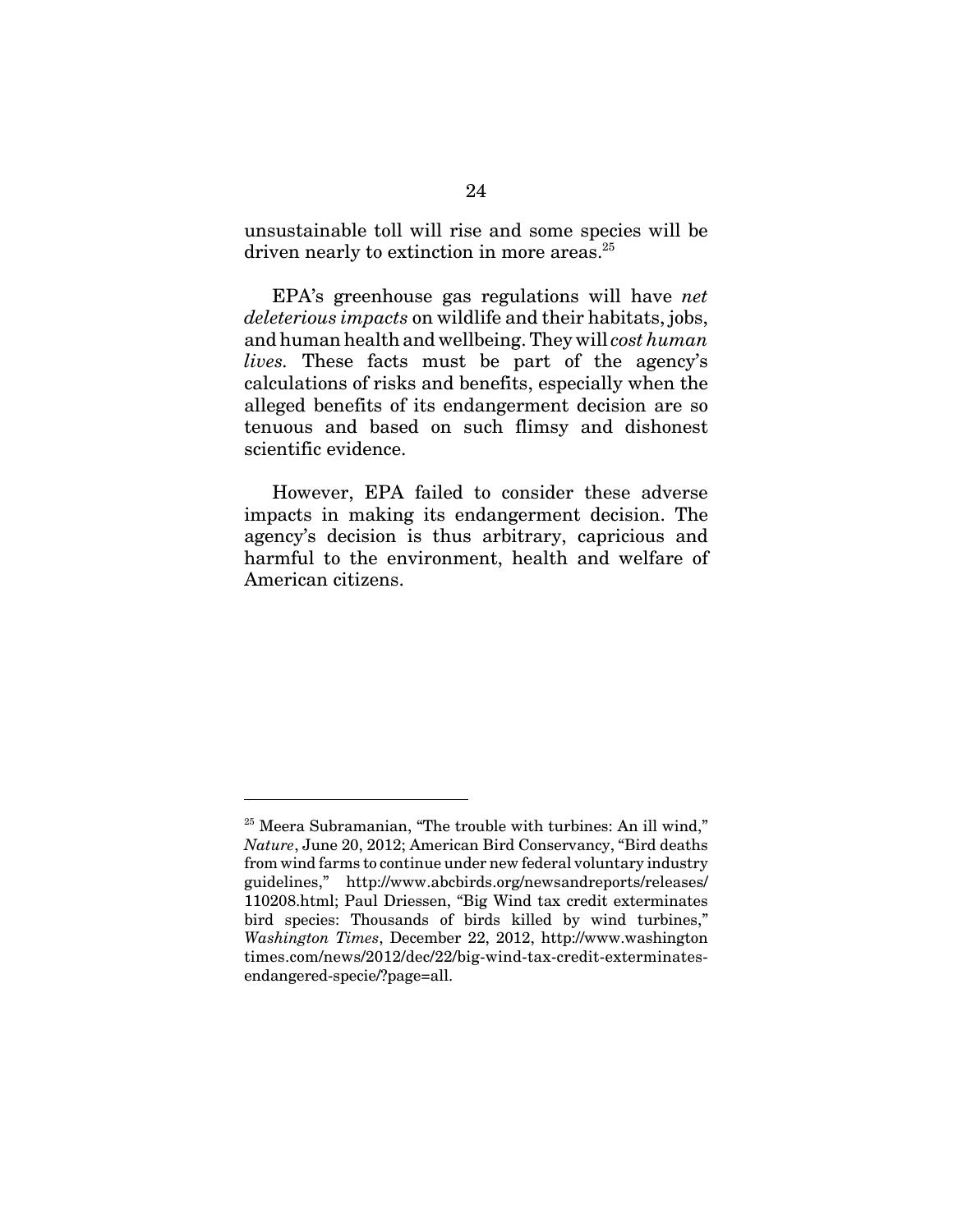unsustainable toll will rise and some species will be driven nearly to extinction in more areas.[25]

EPA's greenhouse gas regulations will have *net deleterious impacts* on wildlife and their habitats, jobs, and human health and wellbeing. They will *cost human lives*. These facts must be part of the agency's calculations of risks and benefits, especially when the alleged benefits of its endangerment decision are so tenuous and based on such flimsy and dishonest scientific evidence.

However, EPA failed to consider these adverse impacts in making its endangerment decision. The agency's decision is thus arbitrary, capricious and harmful to the environment, health and welfare of American citizens.

---

[25] Meera Subramanian, "The trouble with turbines: An ill wind," *Nature*, June 20, 2012; American Bird Conservancy, "Bird deaths from wind farms to continue under new federal voluntary industry guidelines," http://www.abcbirds.org/newsandreports/releases/110208.html; Paul Driessen, "Big Wind tax credit exterminates bird species: Thousands of birds killed by wind turbines," *Washington Times*, December 22, 2012, http://www.washingtontimes.com/news/2012/dec/22/big-wind-tax-credit-exterminates-endangered-specie/?page=all.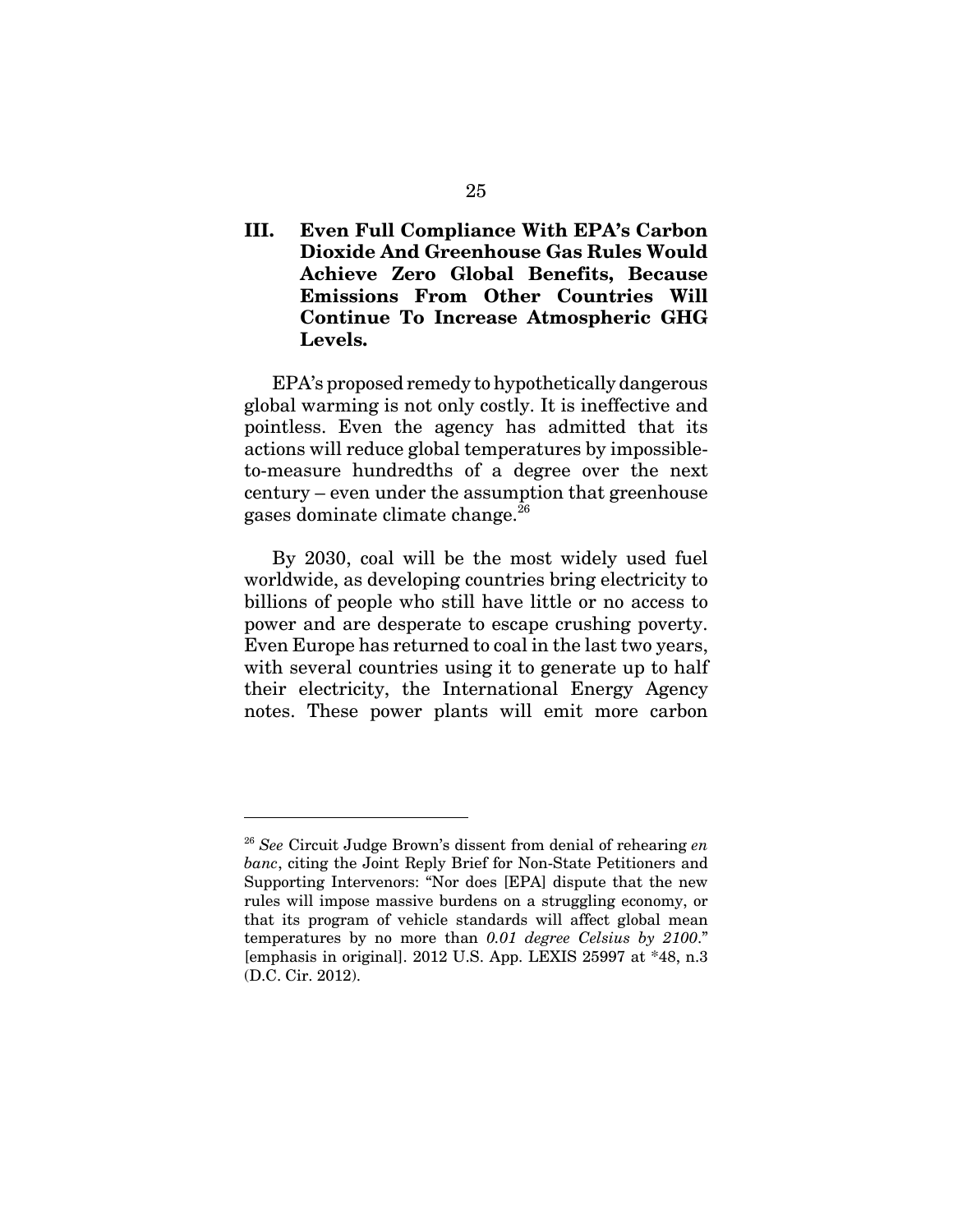## III. Even Full Compliance With EPA's Carbon Dioxide And Greenhouse Gas Rules Would Achieve Zero Global Benefits, Because Emissions From Other Countries Will Continue To Increase Atmospheric GHG Levels.

EPA's proposed remedy to hypothetically dangerous global warming is not only costly. It is ineffective and pointless. Even the agency has admitted that its actions will reduce global temperatures by impossible-to-measure hundredths of a degree over the next century – even under the assumption that greenhouse gases dominate climate change.[26]

By 2030, coal will be the most widely used fuel worldwide, as developing countries bring electricity to billions of people who still have little or no access to power and are desperate to escape crushing poverty. Even Europe has returned to coal in the last two years, with several countries using it to generate up to half their electricity, the International Energy Agency notes. These power plants will emit more carbon

---

[26] *See* Circuit Judge Brown's dissent from denial of rehearing *en banc*, citing the Joint Reply Brief for Non-State Petitioners and Supporting Intervenors: "Nor does [EPA] dispute that the new rules will impose massive burdens on a struggling economy, or that its program of vehicle standards will affect global mean temperatures by no more than *0.01 degree Celsius by 2100*." [emphasis in original]. 2012 U.S. App. LEXIS 25997 at *48, n.3 (D.C. Cir. 2012).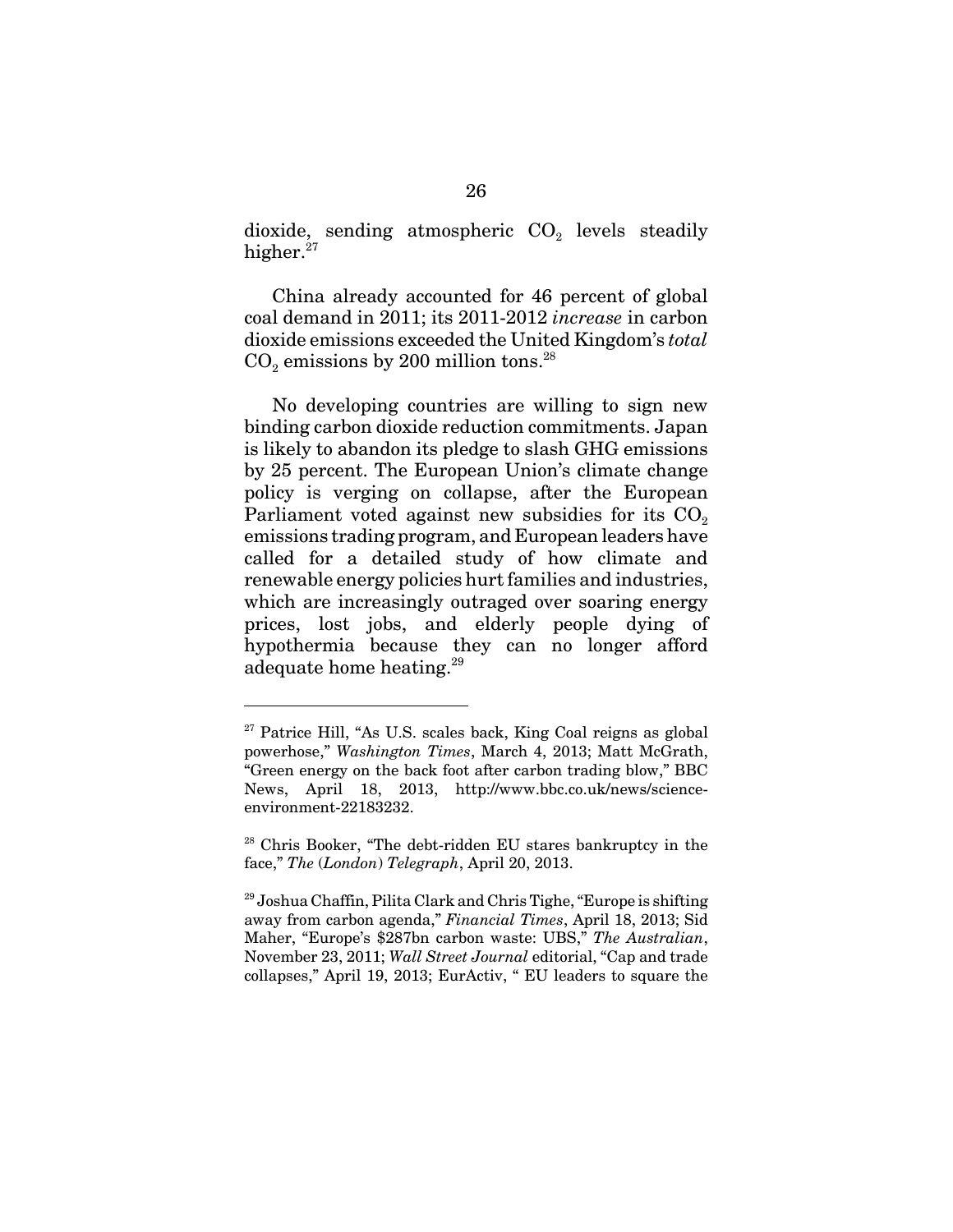dioxide, sending atmospheric $CO_2$ levels steadily higher.[27]

China already accounted for 46 percent of global coal demand in 2011; its 2011-2012 *increase* in carbon dioxide emissions exceeded the United Kingdom's *total* $CO_2$ emissions by 200 million tons.[28]

No developing countries are willing to sign new binding carbon dioxide reduction commitments. Japan is likely to abandon its pledge to slash GHG emissions by 25 percent. The European Union's climate change policy is verging on collapse, after the European Parliament voted against new subsidies for its $CO_2$ emissions trading program, and European leaders have called for a detailed study of how climate and renewable energy policies hurt families and industries, which are increasingly outraged over soaring energy prices, lost jobs, and elderly people dying of hypothermia because they can no longer afford adequate home heating.[29]

---

[27] Patrice Hill, "As U.S. scales back, King Coal reigns as global powerhose," *Washington Times*, March 4, 2013; Matt McGrath, "Green energy on the back foot after carbon trading blow," BBC News, April 18, 2013, http://www.bbc.co.uk/news/science-environment-22183232.

[28] Chris Booker, "The debt-ridden EU stares bankruptcy in the face," *The (London) Telegraph*, April 20, 2013.

[29] Joshua Chaffin, Pilita Clark and Chris Tighe, "Europe is shifting away from carbon agenda," *Financial Times*, April 18, 2013; Sid Maher, "Europe's $287bn carbon waste: UBS," *The Australian*, November 23, 2011; *Wall Street Journal* editorial, "Cap and trade collapses," April 19, 2013; EurActiv, " EU leaders to square the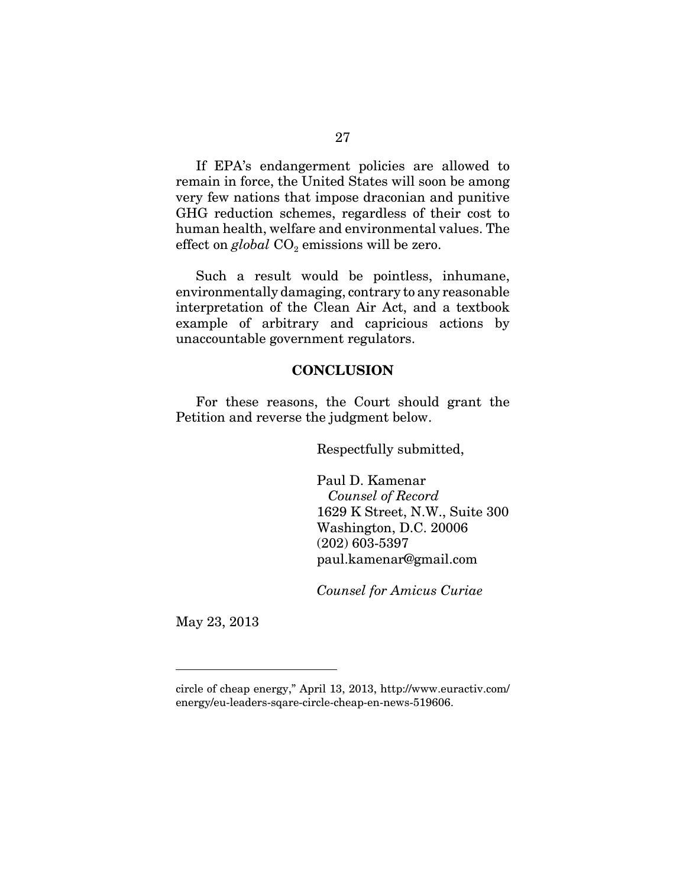If EPA's endangerment policies are allowed to remain in force, the United States will soon be among very few nations that impose draconian and punitive GHG reduction schemes, regardless of their cost to human health, welfare and environmental values. The effect on *global* $CO_2$ emissions will be zero.

Such a result would be pointless, inhumane, environmentally damaging, contrary to any reasonable interpretation of the Clean Air Act, and a textbook example of arbitrary and capricious actions by unaccountable government regulators.

## CONCLUSION

For these reasons, the Court should grant the Petition and reverse the judgment below.

Respectfully submitted,

Paul D. Kamenar
*Counsel of Record*
1629 K Street, N.W., Suite 300
Washington, D.C. 20006
(202) 603-5397
paul.kamenar@gmail.com

*Counsel for Amicus Curiae*

May 23, 2013

---

circle of cheap energy," April 13, 2013, http://www.euractiv.com/energy/eu-leaders-sqare-circle-cheap-en-news-519606.